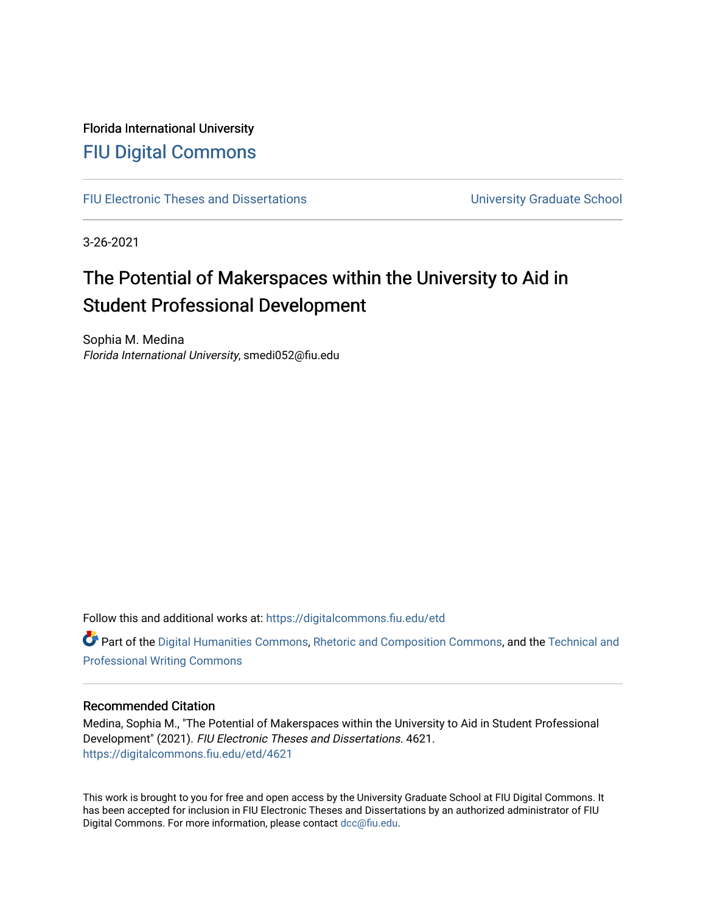Florida International University

# FIU Digital Commons

FIU Electronic Theses and Dissertations | University Graduate School

3-26-2021

## The Potential of Makerspaces within the University to Aid in Student Professional Development

Sophia M. Medina
*Florida International University*, smedi052@fiu.edu

Follow this and additional works at: https://digitalcommons.fiu.edu/etd

Part of the Digital Humanities Commons, Rhetoric and Composition Commons, and the Technical and Professional Writing Commons

### Recommended Citation

Medina, Sophia M., "The Potential of Makerspaces within the University to Aid in Student Professional Development" (2021). *FIU Electronic Theses and Dissertations.* 4621.
https://digitalcommons.fiu.edu/etd/4621

This work is brought to you for free and open access by the University Graduate School at FIU Digital Commons. It has been accepted for inclusion in FIU Electronic Theses and Dissertations by an authorized administrator of FIU Digital Commons. For more information, please contact dcc@fiu.edu.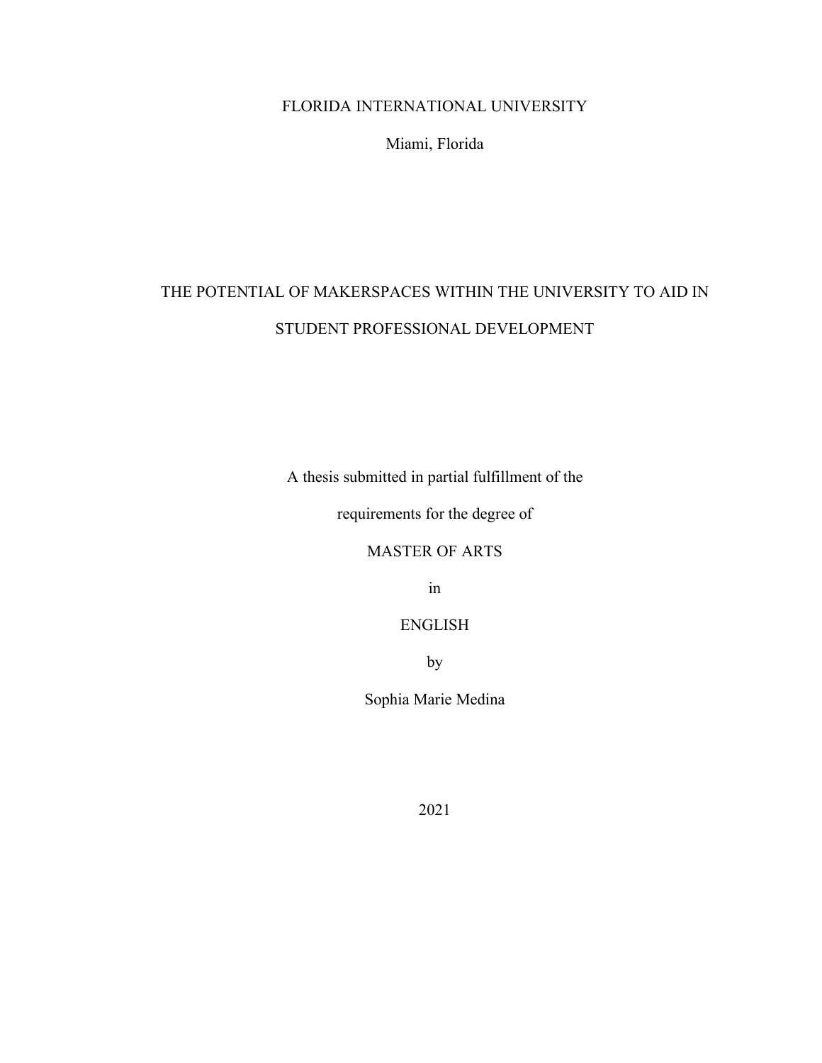FLORIDA INTERNATIONAL UNIVERSITY

Miami, Florida

# THE POTENTIAL OF MAKERSPACES WITHIN THE UNIVERSITY TO AID IN STUDENT PROFESSIONAL DEVELOPMENT

A thesis submitted in partial fulfillment of the

requirements for the degree of

MASTER OF ARTS

in

ENGLISH

by

Sophia Marie Medina

2021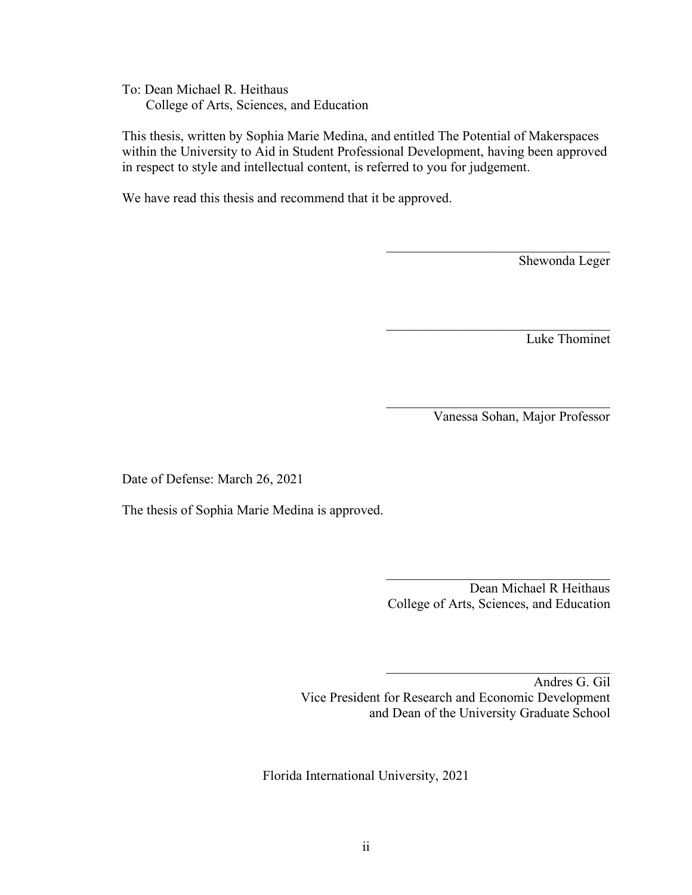To: Dean Michael R. Heithaus
College of Arts, Sciences, and Education

This thesis, written by Sophia Marie Medina, and entitled The Potential of Makerspaces within the University to Aid in Student Professional Development, having been approved in respect to style and intellectual content, is referred to you for judgement.

We have read this thesis and recommend that it be approved.

\_\_\_\_\_\_\_\_\_\_\_\_\_\_\_\_\_\_\_\_\_\_\_\_\_\_\_\_\_\_\_\_\_\_\_\_
Shewonda Leger

\_\_\_\_\_\_\_\_\_\_\_\_\_\_\_\_\_\_\_\_\_\_\_\_\_\_\_\_\_\_\_\_\_\_\_\_
Luke Thominet

\_\_\_\_\_\_\_\_\_\_\_\_\_\_\_\_\_\_\_\_\_\_\_\_\_\_\_\_\_\_\_\_\_\_\_\_
Vanessa Sohan, Major Professor

Date of Defense: March 26, 2021

The thesis of Sophia Marie Medina is approved.

\_\_\_\_\_\_\_\_\_\_\_\_\_\_\_\_\_\_\_\_\_\_\_\_\_\_\_\_\_\_\_\_\_\_\_\_
Dean Michael R Heithaus
College of Arts, Sciences, and Education

\_\_\_\_\_\_\_\_\_\_\_\_\_\_\_\_\_\_\_\_\_\_\_\_\_\_\_\_\_\_\_\_\_\_\_\_
Andres G. Gil
Vice President for Research and Economic Development
and Dean of the University Graduate School

Florida International University, 2021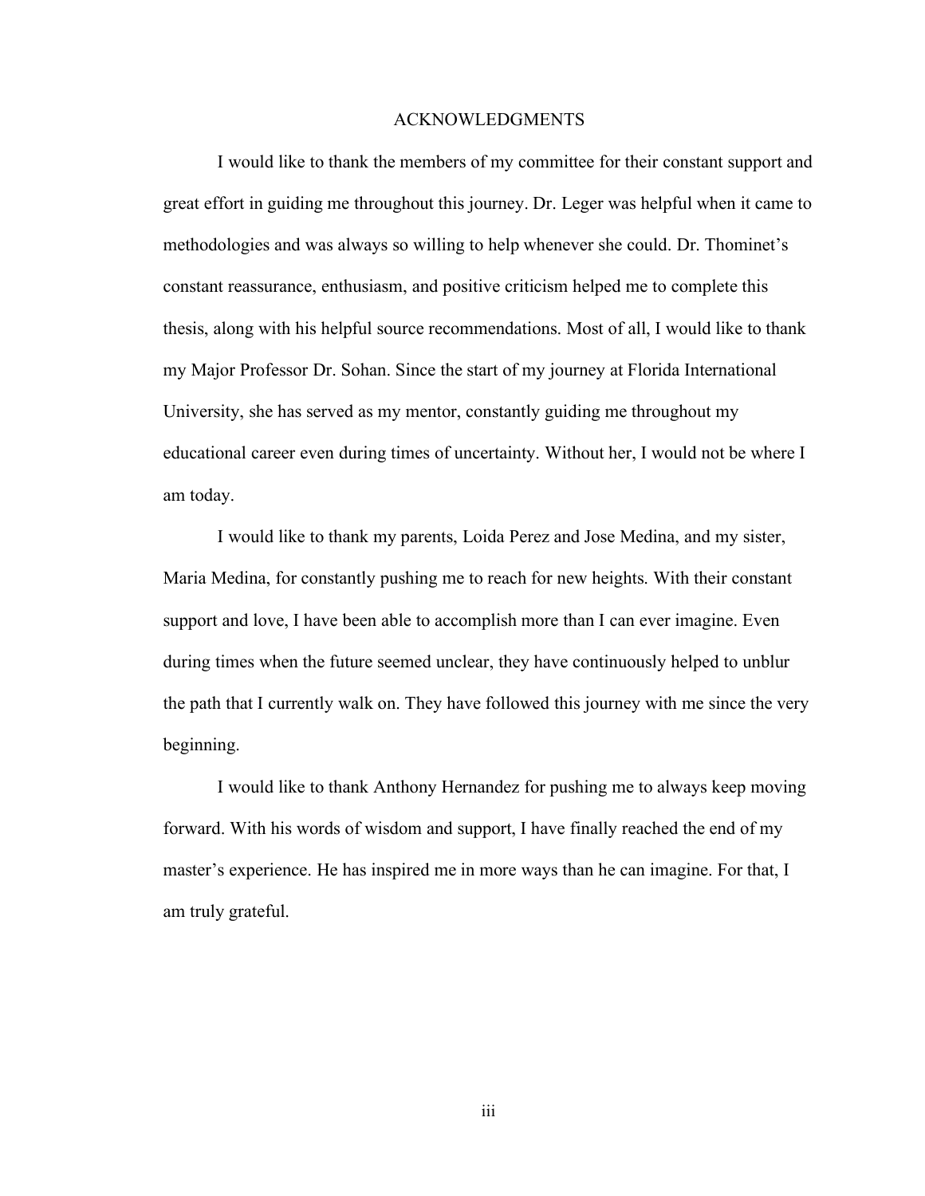# ACKNOWLEDGMENTS

I would like to thank the members of my committee for their constant support and great effort in guiding me throughout this journey. Dr. Leger was helpful when it came to methodologies and was always so willing to help whenever she could. Dr. Thominet's constant reassurance, enthusiasm, and positive criticism helped me to complete this thesis, along with his helpful source recommendations. Most of all, I would like to thank my Major Professor Dr. Sohan. Since the start of my journey at Florida International University, she has served as my mentor, constantly guiding me throughout my educational career even during times of uncertainty. Without her, I would not be where I am today.

I would like to thank my parents, Loida Perez and Jose Medina, and my sister, Maria Medina, for constantly pushing me to reach for new heights. With their constant support and love, I have been able to accomplish more than I can ever imagine. Even during times when the future seemed unclear, they have continuously helped to unblur the path that I currently walk on. They have followed this journey with me since the very beginning.

I would like to thank Anthony Hernandez for pushing me to always keep moving forward. With his words of wisdom and support, I have finally reached the end of my master's experience. He has inspired me in more ways than he can imagine. For that, I am truly grateful.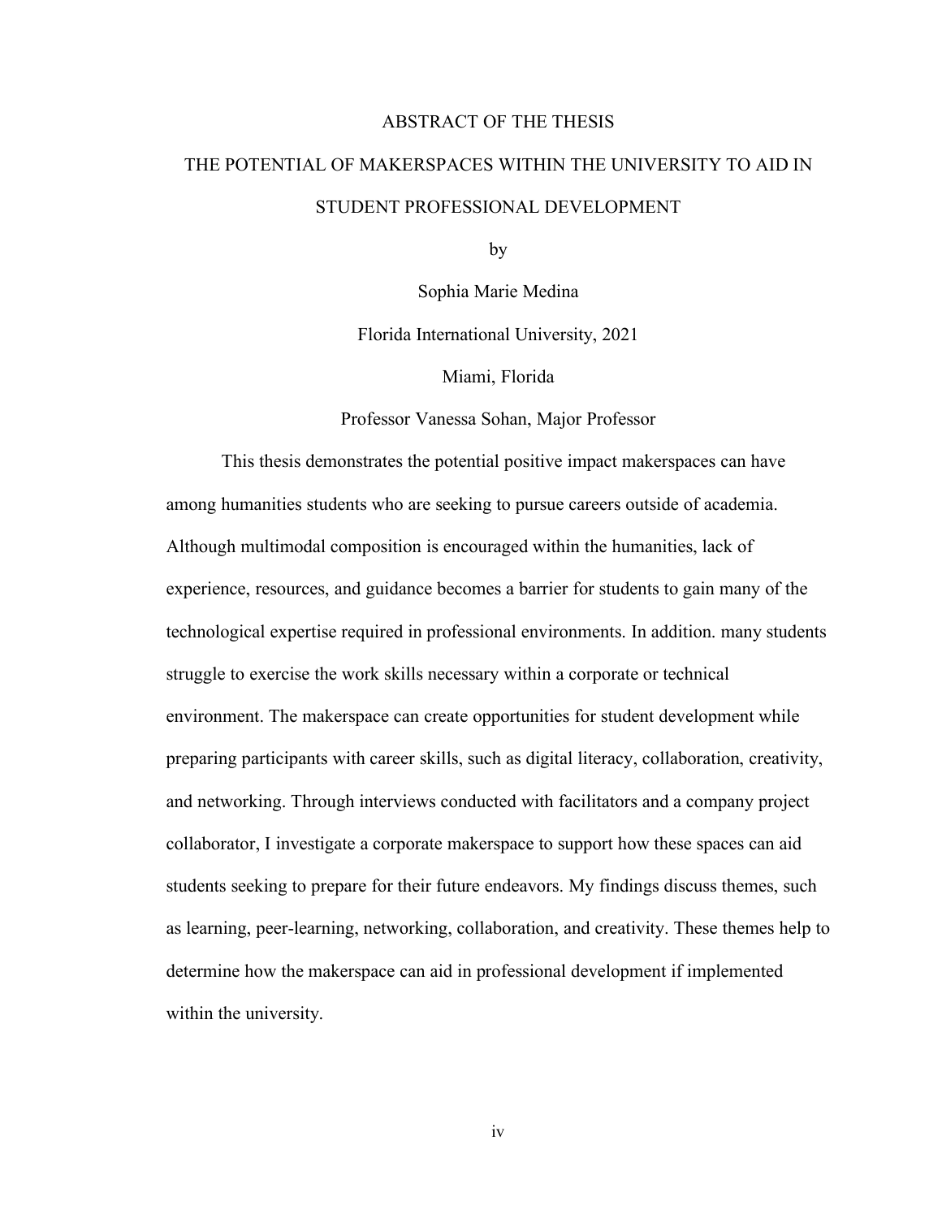# ABSTRACT OF THE THESIS

## THE POTENTIAL OF MAKERSPACES WITHIN THE UNIVERSITY TO AID IN STUDENT PROFESSIONAL DEVELOPMENT

by

Sophia Marie Medina

Florida International University, 2021

Miami, Florida

Professor Vanessa Sohan, Major Professor

This thesis demonstrates the potential positive impact makerspaces can have among humanities students who are seeking to pursue careers outside of academia. Although multimodal composition is encouraged within the humanities, lack of experience, resources, and guidance becomes a barrier for students to gain many of the technological expertise required in professional environments. In addition. many students struggle to exercise the work skills necessary within a corporate or technical environment. The makerspace can create opportunities for student development while preparing participants with career skills, such as digital literacy, collaboration, creativity, and networking. Through interviews conducted with facilitators and a company project collaborator, I investigate a corporate makerspace to support how these spaces can aid students seeking to prepare for their future endeavors. My findings discuss themes, such as learning, peer-learning, networking, collaboration, and creativity. These themes help to determine how the makerspace can aid in professional development if implemented within the university.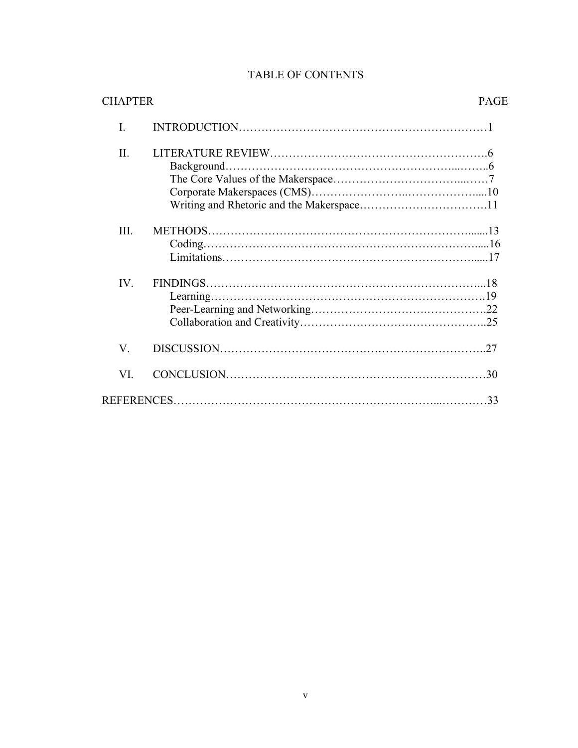# TABLE OF CONTENTS

| CHAPTER | | PAGE |
|---|---|---|
| I. | INTRODUCTION | 1 |
| II. | LITERATURE REVIEW | 6 |
| | Background | 6 |
| | The Core Values of the Makerspace | 7 |
| | Corporate Makerspaces (CMS) | 10 |
| | Writing and Rhetoric and the Makerspace | 11 |
| III. | METHODS | 13 |
| | Coding | 16 |
| | Limitations | 17 |
| IV. | FINDINGS | 18 |
| | Learning | 19 |
| | Peer-Learning and Networking | 22 |
| | Collaboration and Creativity | 25 |
| V. | DISCUSSION | 27 |
| VI. | CONCLUSION | 30 |
| REFERENCES | | 33 |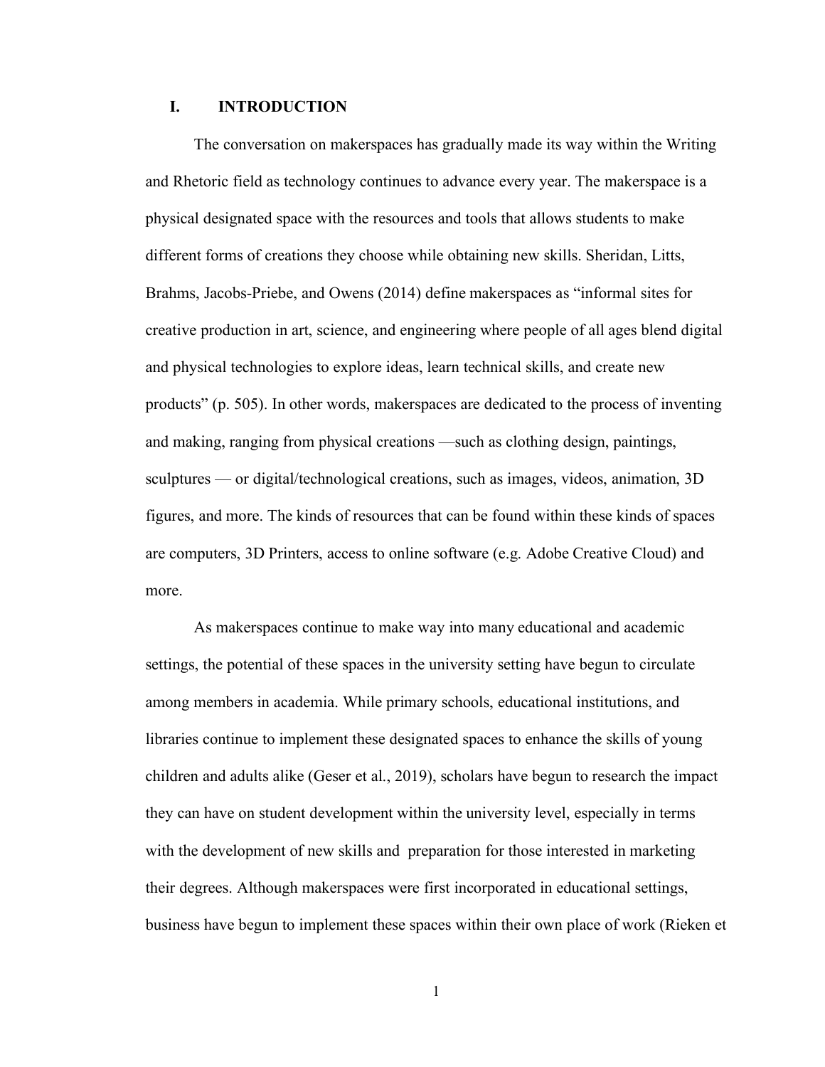# I. INTRODUCTION

The conversation on makerspaces has gradually made its way within the Writing and Rhetoric field as technology continues to advance every year. The makerspace is a physical designated space with the resources and tools that allows students to make different forms of creations they choose while obtaining new skills. Sheridan, Litts, Brahms, Jacobs-Priebe, and Owens (2014) define makerspaces as "informal sites for creative production in art, science, and engineering where people of all ages blend digital and physical technologies to explore ideas, learn technical skills, and create new products" (p. 505). In other words, makerspaces are dedicated to the process of inventing and making, ranging from physical creations —such as clothing design, paintings, sculptures — or digital/technological creations, such as images, videos, animation, 3D figures, and more. The kinds of resources that can be found within these kinds of spaces are computers, 3D Printers, access to online software (e.g. Adobe Creative Cloud) and more.

As makerspaces continue to make way into many educational and academic settings, the potential of these spaces in the university setting have begun to circulate among members in academia. While primary schools, educational institutions, and libraries continue to implement these designated spaces to enhance the skills of young children and adults alike (Geser et al., 2019), scholars have begun to research the impact they can have on student development within the university level, especially in terms with the development of new skills and preparation for those interested in marketing their degrees. Although makerspaces were first incorporated in educational settings, business have begun to implement these spaces within their own place of work (Rieken et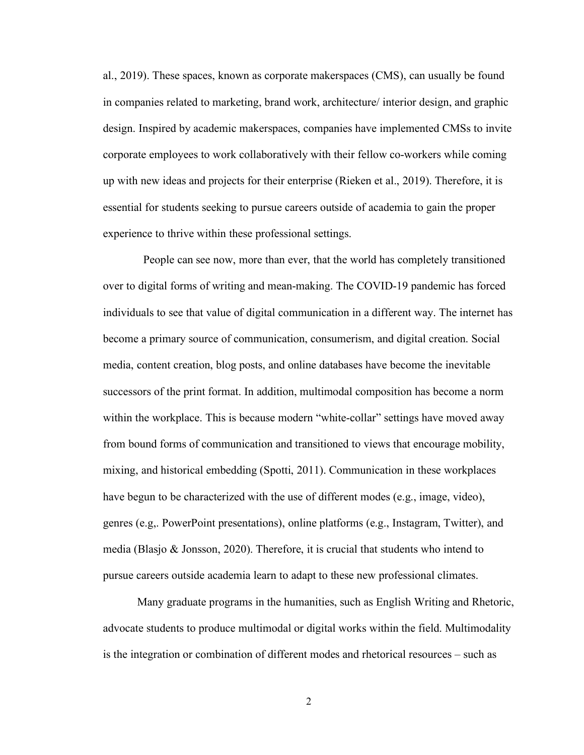al., 2019). These spaces, known as corporate makerspaces (CMS), can usually be found in companies related to marketing, brand work, architecture/ interior design, and graphic design. Inspired by academic makerspaces, companies have implemented CMSs to invite corporate employees to work collaboratively with their fellow co-workers while coming up with new ideas and projects for their enterprise (Rieken et al., 2019). Therefore, it is essential for students seeking to pursue careers outside of academia to gain the proper experience to thrive within these professional settings.

People can see now, more than ever, that the world has completely transitioned over to digital forms of writing and mean-making. The COVID-19 pandemic has forced individuals to see that value of digital communication in a different way. The internet has become a primary source of communication, consumerism, and digital creation. Social media, content creation, blog posts, and online databases have become the inevitable successors of the print format. In addition, multimodal composition has become a norm within the workplace. This is because modern "white-collar" settings have moved away from bound forms of communication and transitioned to views that encourage mobility, mixing, and historical embedding (Spotti, 2011). Communication in these workplaces have begun to be characterized with the use of different modes (e.g., image, video), genres (e.g,. PowerPoint presentations), online platforms (e.g., Instagram, Twitter), and media (Blasjo & Jonsson, 2020). Therefore, it is crucial that students who intend to pursue careers outside academia learn to adapt to these new professional climates.

Many graduate programs in the humanities, such as English Writing and Rhetoric, advocate students to produce multimodal or digital works within the field. Multimodality is the integration or combination of different modes and rhetorical resources – such as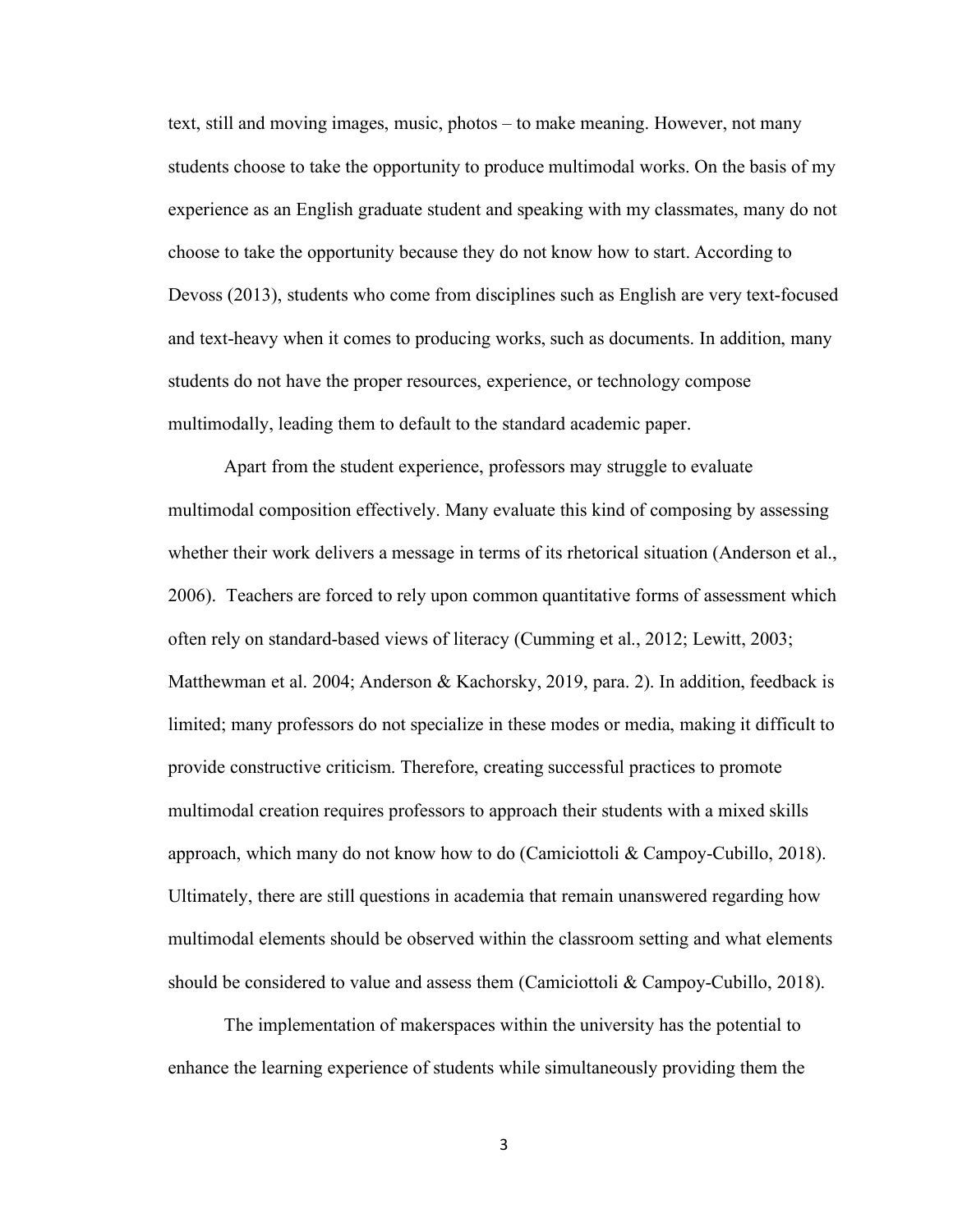text, still and moving images, music, photos – to make meaning. However, not many students choose to take the opportunity to produce multimodal works. On the basis of my experience as an English graduate student and speaking with my classmates, many do not choose to take the opportunity because they do not know how to start. According to Devoss (2013), students who come from disciplines such as English are very text-focused and text-heavy when it comes to producing works, such as documents. In addition, many students do not have the proper resources, experience, or technology compose multimodally, leading them to default to the standard academic paper.

Apart from the student experience, professors may struggle to evaluate multimodal composition effectively. Many evaluate this kind of composing by assessing whether their work delivers a message in terms of its rhetorical situation (Anderson et al., 2006). Teachers are forced to rely upon common quantitative forms of assessment which often rely on standard-based views of literacy (Cumming et al., 2012; Lewitt, 2003; Matthewman et al. 2004; Anderson & Kachorsky, 2019, para. 2). In addition, feedback is limited; many professors do not specialize in these modes or media, making it difficult to provide constructive criticism. Therefore, creating successful practices to promote multimodal creation requires professors to approach their students with a mixed skills approach, which many do not know how to do (Camiciottoli & Campoy-Cubillo, 2018). Ultimately, there are still questions in academia that remain unanswered regarding how multimodal elements should be observed within the classroom setting and what elements should be considered to value and assess them (Camiciottoli & Campoy-Cubillo, 2018).

The implementation of makerspaces within the university has the potential to enhance the learning experience of students while simultaneously providing them the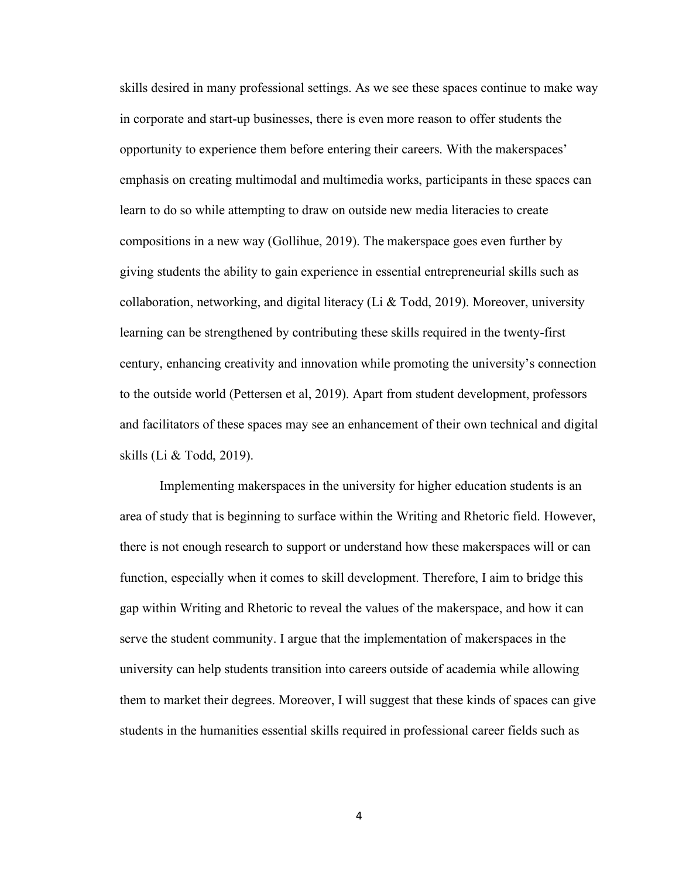skills desired in many professional settings. As we see these spaces continue to make way in corporate and start-up businesses, there is even more reason to offer students the opportunity to experience them before entering their careers. With the makerspaces' emphasis on creating multimodal and multimedia works, participants in these spaces can learn to do so while attempting to draw on outside new media literacies to create compositions in a new way (Gollihue, 2019). The makerspace goes even further by giving students the ability to gain experience in essential entrepreneurial skills such as collaboration, networking, and digital literacy (Li & Todd, 2019). Moreover, university learning can be strengthened by contributing these skills required in the twenty-first century, enhancing creativity and innovation while promoting the university's connection to the outside world (Pettersen et al, 2019). Apart from student development, professors and facilitators of these spaces may see an enhancement of their own technical and digital skills (Li & Todd, 2019).

Implementing makerspaces in the university for higher education students is an area of study that is beginning to surface within the Writing and Rhetoric field. However, there is not enough research to support or understand how these makerspaces will or can function, especially when it comes to skill development. Therefore, I aim to bridge this gap within Writing and Rhetoric to reveal the values of the makerspace, and how it can serve the student community. I argue that the implementation of makerspaces in the university can help students transition into careers outside of academia while allowing them to market their degrees. Moreover, I will suggest that these kinds of spaces can give students in the humanities essential skills required in professional career fields such as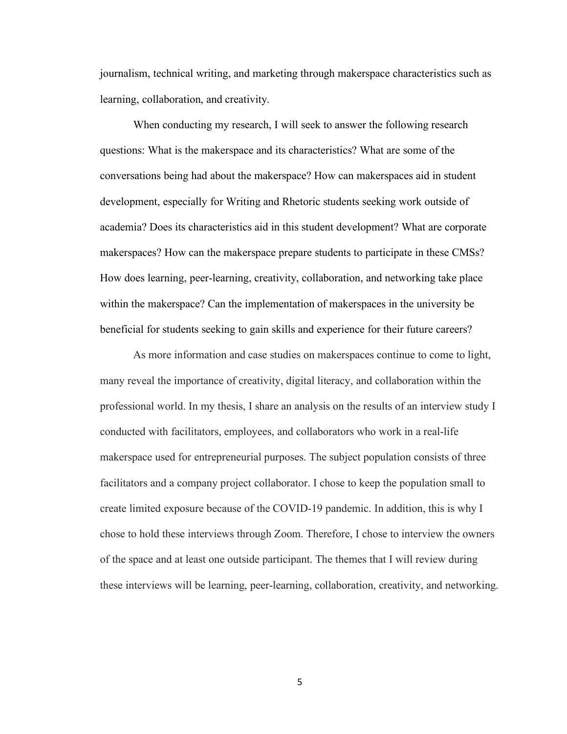journalism, technical writing, and marketing through makerspace characteristics such as learning, collaboration, and creativity.

When conducting my research, I will seek to answer the following research questions: What is the makerspace and its characteristics? What are some of the conversations being had about the makerspace? How can makerspaces aid in student development, especially for Writing and Rhetoric students seeking work outside of academia? Does its characteristics aid in this student development? What are corporate makerspaces? How can the makerspace prepare students to participate in these CMSs? How does learning, peer-learning, creativity, collaboration, and networking take place within the makerspace? Can the implementation of makerspaces in the university be beneficial for students seeking to gain skills and experience for their future careers?

As more information and case studies on makerspaces continue to come to light, many reveal the importance of creativity, digital literacy, and collaboration within the professional world. In my thesis, I share an analysis on the results of an interview study I conducted with facilitators, employees, and collaborators who work in a real-life makerspace used for entrepreneurial purposes. The subject population consists of three facilitators and a company project collaborator. I chose to keep the population small to create limited exposure because of the COVID-19 pandemic. In addition, this is why I chose to hold these interviews through Zoom. Therefore, I chose to interview the owners of the space and at least one outside participant. The themes that I will review during these interviews will be learning, peer-learning, collaboration, creativity, and networking.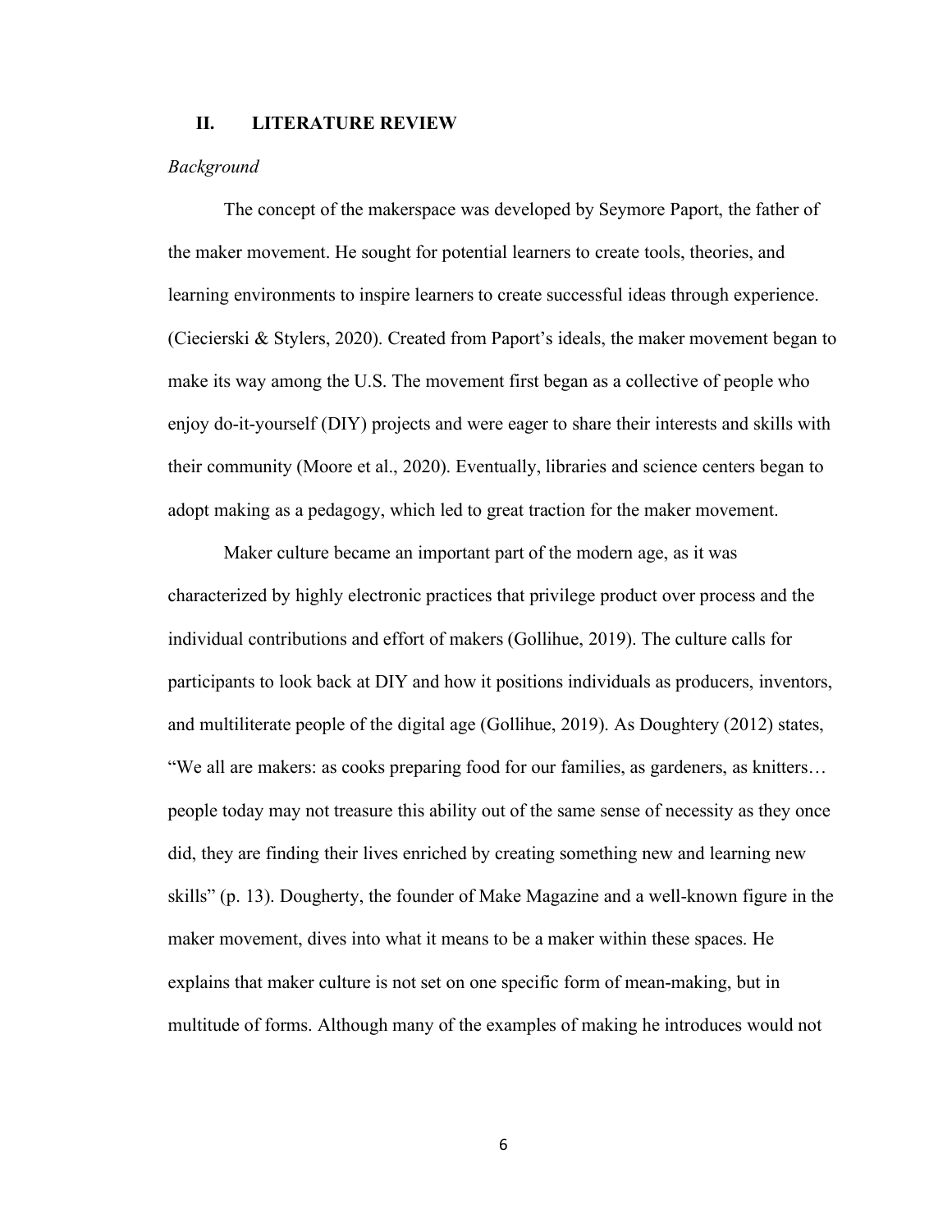## II. LITERATURE REVIEW

### *Background*

The concept of the makerspace was developed by Seymore Paport, the father of the maker movement. He sought for potential learners to create tools, theories, and learning environments to inspire learners to create successful ideas through experience. (Ciecierski & Stylers, 2020). Created from Paport's ideals, the maker movement began to make its way among the U.S. The movement first began as a collective of people who enjoy do-it-yourself (DIY) projects and were eager to share their interests and skills with their community (Moore et al., 2020). Eventually, libraries and science centers began to adopt making as a pedagogy, which led to great traction for the maker movement.

Maker culture became an important part of the modern age, as it was characterized by highly electronic practices that privilege product over process and the individual contributions and effort of makers (Gollihue, 2019). The culture calls for participants to look back at DIY and how it positions individuals as producers, inventors, and multiliterate people of the digital age (Gollihue, 2019). As Doughtery (2012) states, "We all are makers: as cooks preparing food for our families, as gardeners, as knitters… people today may not treasure this ability out of the same sense of necessity as they once did, they are finding their lives enriched by creating something new and learning new skills" (p. 13). Dougherty, the founder of Make Magazine and a well-known figure in the maker movement, dives into what it means to be a maker within these spaces. He explains that maker culture is not set on one specific form of mean-making, but in multitude of forms. Although many of the examples of making he introduces would not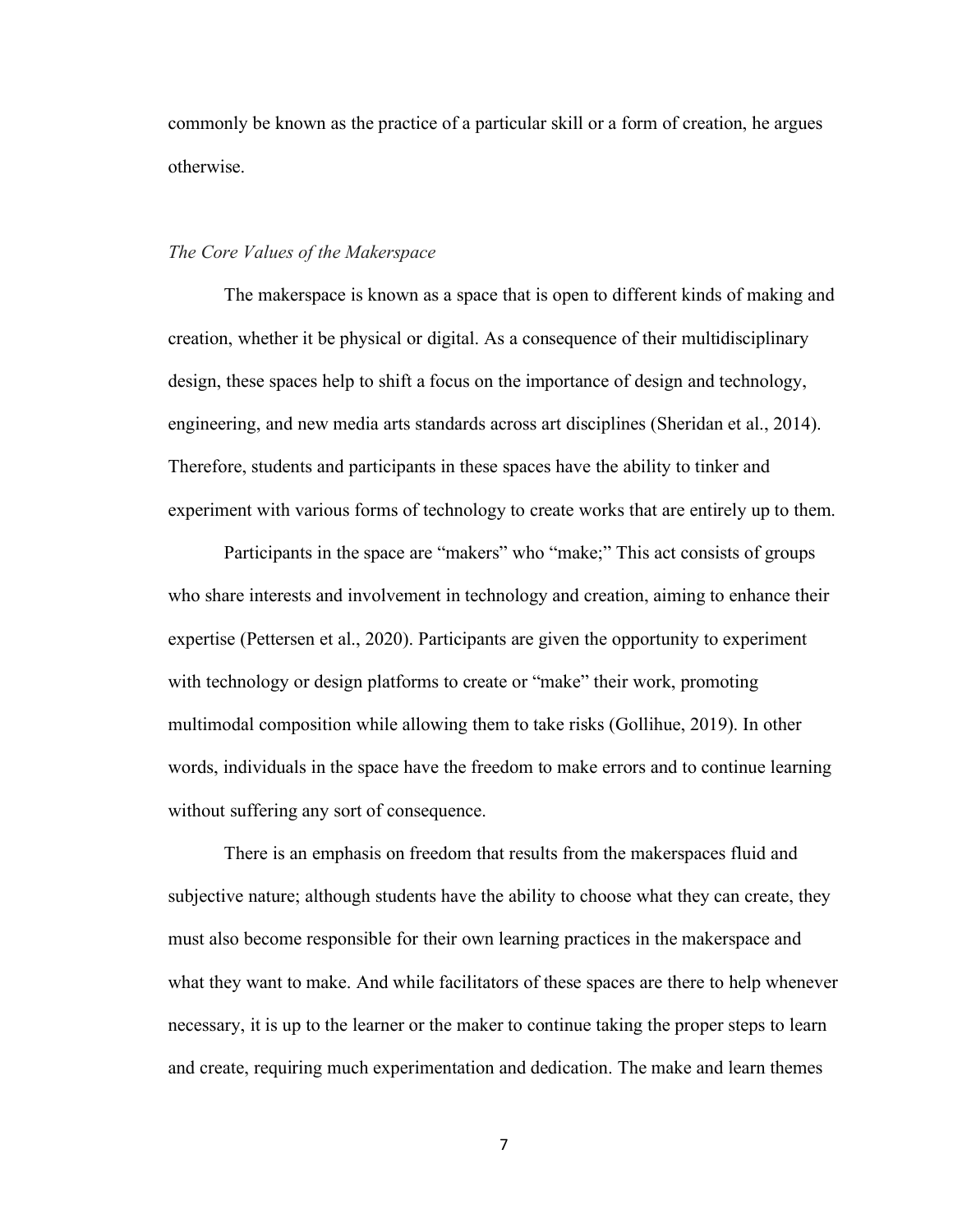commonly be known as the practice of a particular skill or a form of creation, he argues otherwise.

### *The Core Values of the Makerspace*

The makerspace is known as a space that is open to different kinds of making and creation, whether it be physical or digital. As a consequence of their multidisciplinary design, these spaces help to shift a focus on the importance of design and technology, engineering, and new media arts standards across art disciplines (Sheridan et al., 2014). Therefore, students and participants in these spaces have the ability to tinker and experiment with various forms of technology to create works that are entirely up to them.

Participants in the space are "makers" who "make;" This act consists of groups who share interests and involvement in technology and creation, aiming to enhance their expertise (Pettersen et al., 2020). Participants are given the opportunity to experiment with technology or design platforms to create or "make" their work, promoting multimodal composition while allowing them to take risks (Gollihue, 2019). In other words, individuals in the space have the freedom to make errors and to continue learning without suffering any sort of consequence.

There is an emphasis on freedom that results from the makerspaces fluid and subjective nature; although students have the ability to choose what they can create, they must also become responsible for their own learning practices in the makerspace and what they want to make. And while facilitators of these spaces are there to help whenever necessary, it is up to the learner or the maker to continue taking the proper steps to learn and create, requiring much experimentation and dedication. The make and learn themes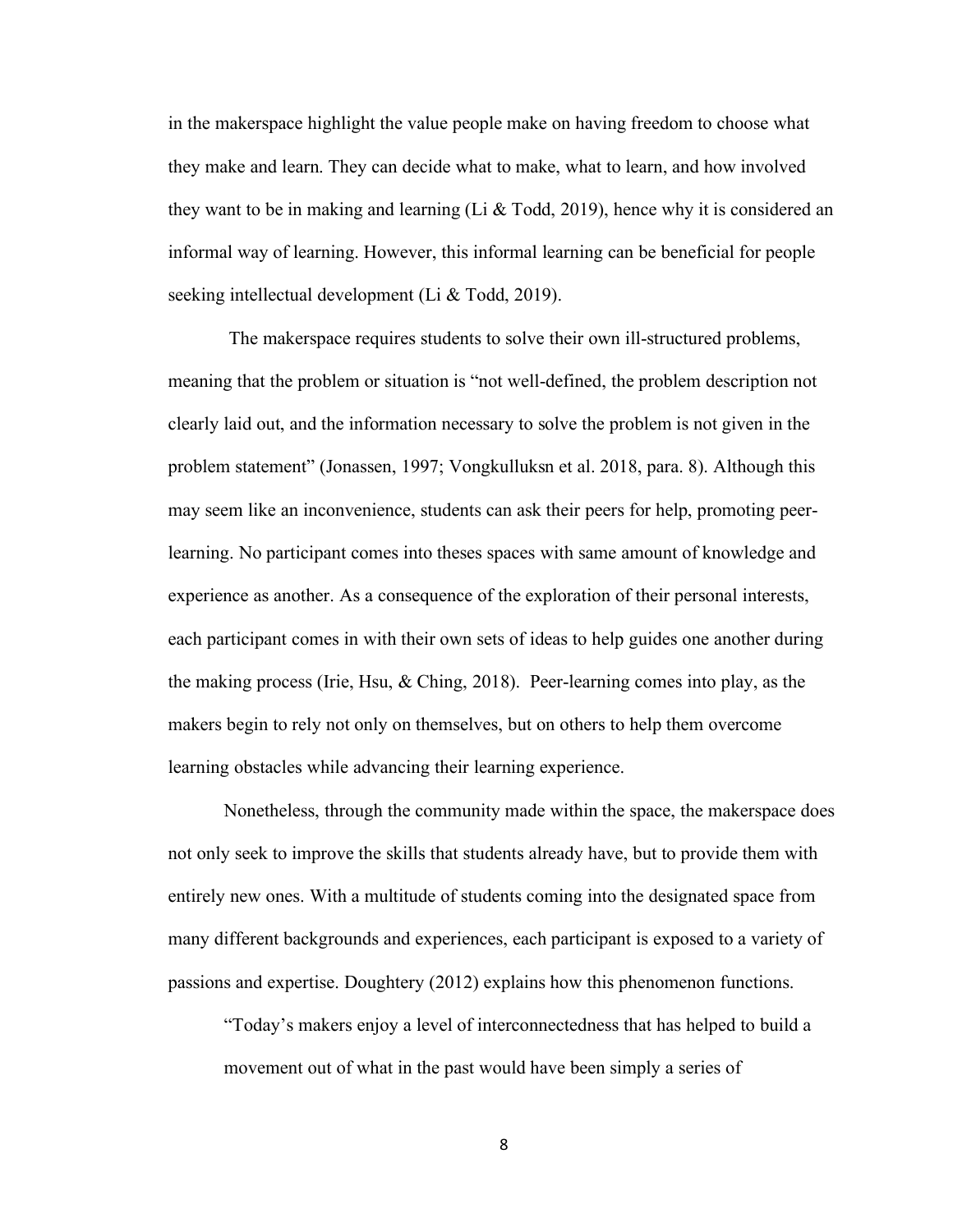in the makerspace highlight the value people make on having freedom to choose what they make and learn. They can decide what to make, what to learn, and how involved they want to be in making and learning (Li & Todd, 2019), hence why it is considered an informal way of learning. However, this informal learning can be beneficial for people seeking intellectual development (Li & Todd, 2019).

The makerspace requires students to solve their own ill-structured problems, meaning that the problem or situation is "not well-defined, the problem description not clearly laid out, and the information necessary to solve the problem is not given in the problem statement" (Jonassen, 1997; Vongkulluksn et al. 2018, para. 8). Although this may seem like an inconvenience, students can ask their peers for help, promoting peer-learning. No participant comes into theses spaces with same amount of knowledge and experience as another. As a consequence of the exploration of their personal interests, each participant comes in with their own sets of ideas to help guides one another during the making process (Irie, Hsu, & Ching, 2018). Peer-learning comes into play, as the makers begin to rely not only on themselves, but on others to help them overcome learning obstacles while advancing their learning experience.

Nonetheless, through the community made within the space, the makerspace does not only seek to improve the skills that students already have, but to provide them with entirely new ones. With a multitude of students coming into the designated space from many different backgrounds and experiences, each participant is exposed to a variety of passions and expertise. Doughtery (2012) explains how this phenomenon functions.

> "Today's makers enjoy a level of interconnectedness that has helped to build a movement out of what in the past would have been simply a series of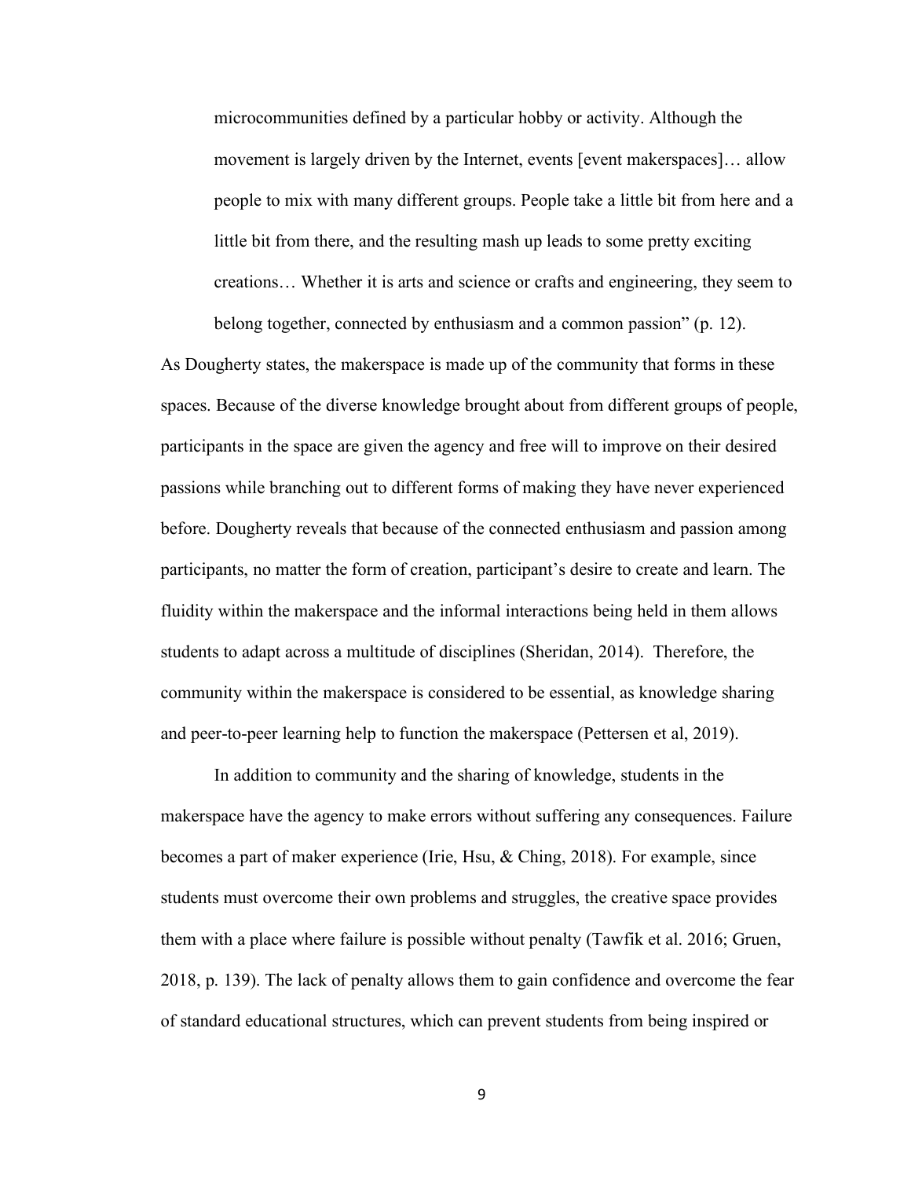> microcommunities defined by a particular hobby or activity. Although the movement is largely driven by the Internet, events [event makerspaces]… allow people to mix with many different groups. People take a little bit from here and a little bit from there, and the resulting mash up leads to some pretty exciting creations… Whether it is arts and science or crafts and engineering, they seem to belong together, connected by enthusiasm and a common passion" (p. 12).

As Dougherty states, the makerspace is made up of the community that forms in these spaces. Because of the diverse knowledge brought about from different groups of people, participants in the space are given the agency and free will to improve on their desired passions while branching out to different forms of making they have never experienced before. Dougherty reveals that because of the connected enthusiasm and passion among participants, no matter the form of creation, participant's desire to create and learn. The fluidity within the makerspace and the informal interactions being held in them allows students to adapt across a multitude of disciplines (Sheridan, 2014). Therefore, the community within the makerspace is considered to be essential, as knowledge sharing and peer-to-peer learning help to function the makerspace (Pettersen et al, 2019).

In addition to community and the sharing of knowledge, students in the makerspace have the agency to make errors without suffering any consequences. Failure becomes a part of maker experience (Irie, Hsu, & Ching, 2018). For example, since students must overcome their own problems and struggles, the creative space provides them with a place where failure is possible without penalty (Tawfik et al. 2016; Gruen, 2018, p. 139). The lack of penalty allows them to gain confidence and overcome the fear of standard educational structures, which can prevent students from being inspired or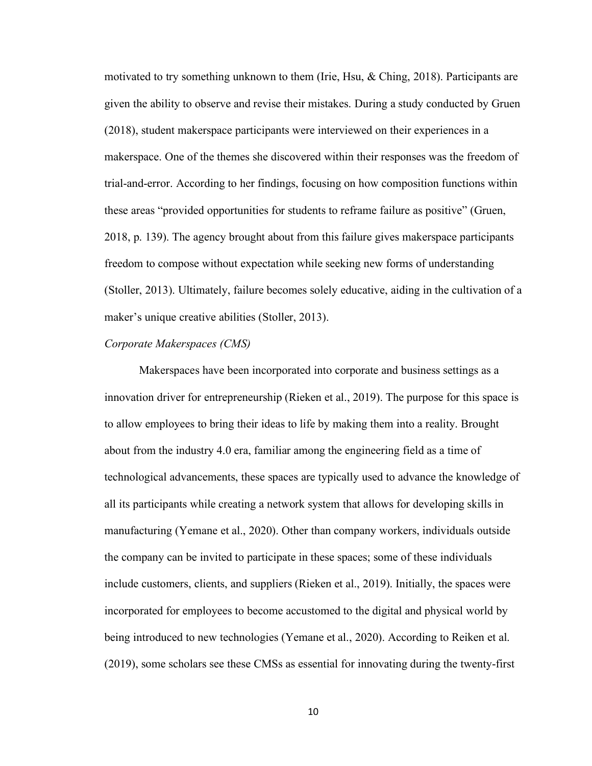motivated to try something unknown to them (Irie, Hsu, & Ching, 2018). Participants are given the ability to observe and revise their mistakes. During a study conducted by Gruen (2018), student makerspace participants were interviewed on their experiences in a makerspace. One of the themes she discovered within their responses was the freedom of trial-and-error. According to her findings, focusing on how composition functions within these areas "provided opportunities for students to reframe failure as positive" (Gruen, 2018, p. 139). The agency brought about from this failure gives makerspace participants freedom to compose without expectation while seeking new forms of understanding (Stoller, 2013). Ultimately, failure becomes solely educative, aiding in the cultivation of a maker's unique creative abilities (Stoller, 2013).

### *Corporate Makerspaces (CMS)*

Makerspaces have been incorporated into corporate and business settings as a innovation driver for entrepreneurship (Rieken et al., 2019). The purpose for this space is to allow employees to bring their ideas to life by making them into a reality. Brought about from the industry 4.0 era, familiar among the engineering field as a time of technological advancements, these spaces are typically used to advance the knowledge of all its participants while creating a network system that allows for developing skills in manufacturing (Yemane et al., 2020). Other than company workers, individuals outside the company can be invited to participate in these spaces; some of these individuals include customers, clients, and suppliers (Rieken et al., 2019). Initially, the spaces were incorporated for employees to become accustomed to the digital and physical world by being introduced to new technologies (Yemane et al., 2020). According to Reiken et al. (2019), some scholars see these CMSs as essential for innovating during the twenty-first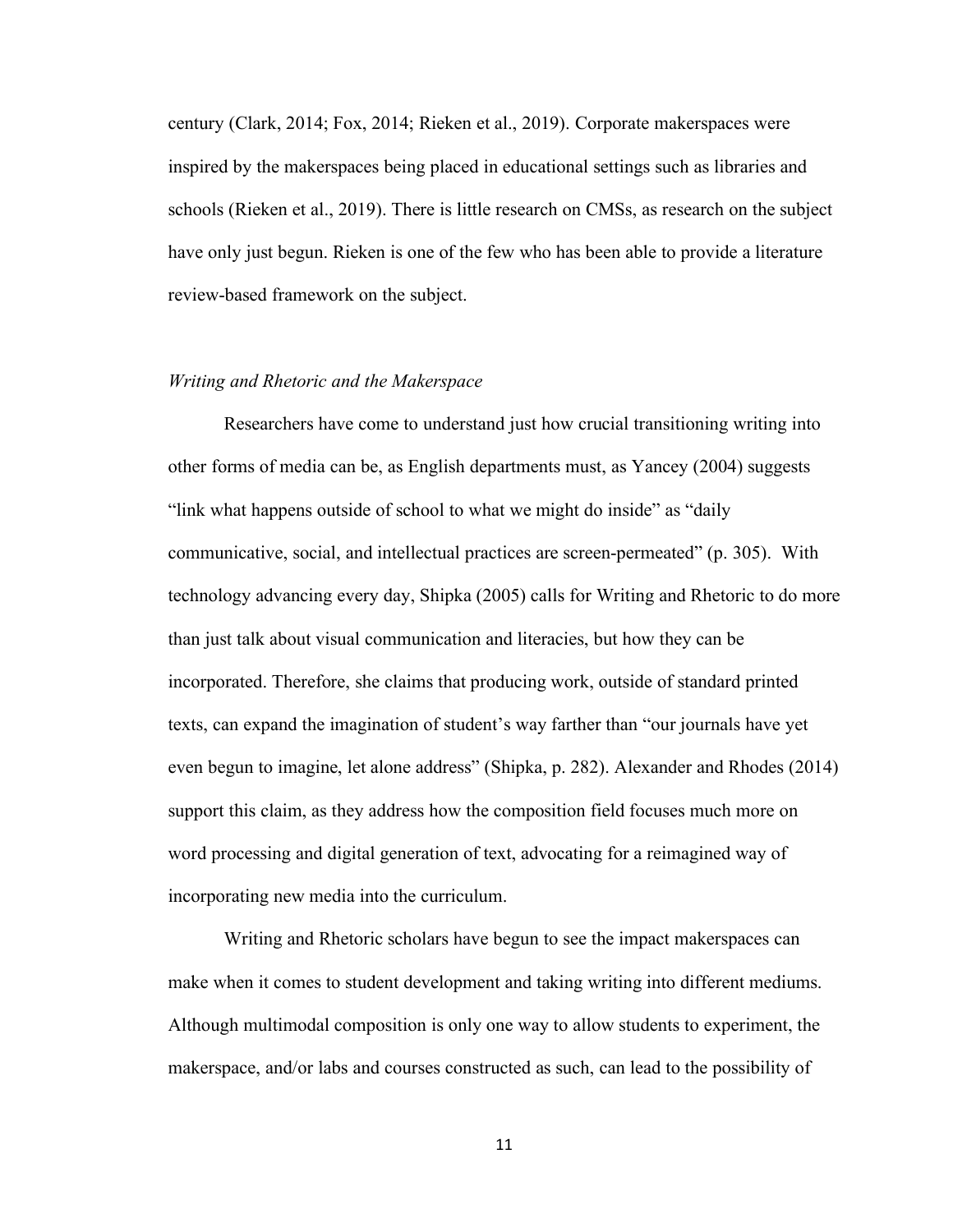century (Clark, 2014; Fox, 2014; Rieken et al., 2019). Corporate makerspaces were inspired by the makerspaces being placed in educational settings such as libraries and schools (Rieken et al., 2019). There is little research on CMSs, as research on the subject have only just begun. Rieken is one of the few who has been able to provide a literature review-based framework on the subject.

### *Writing and Rhetoric and the Makerspace*

Researchers have come to understand just how crucial transitioning writing into other forms of media can be, as English departments must, as Yancey (2004) suggests "link what happens outside of school to what we might do inside" as "daily communicative, social, and intellectual practices are screen-permeated" (p. 305). With technology advancing every day, Shipka (2005) calls for Writing and Rhetoric to do more than just talk about visual communication and literacies, but how they can be incorporated. Therefore, she claims that producing work, outside of standard printed texts, can expand the imagination of student's way farther than "our journals have yet even begun to imagine, let alone address" (Shipka, p. 282). Alexander and Rhodes (2014) support this claim, as they address how the composition field focuses much more on word processing and digital generation of text, advocating for a reimagined way of incorporating new media into the curriculum.

Writing and Rhetoric scholars have begun to see the impact makerspaces can make when it comes to student development and taking writing into different mediums. Although multimodal composition is only one way to allow students to experiment, the makerspace, and/or labs and courses constructed as such, can lead to the possibility of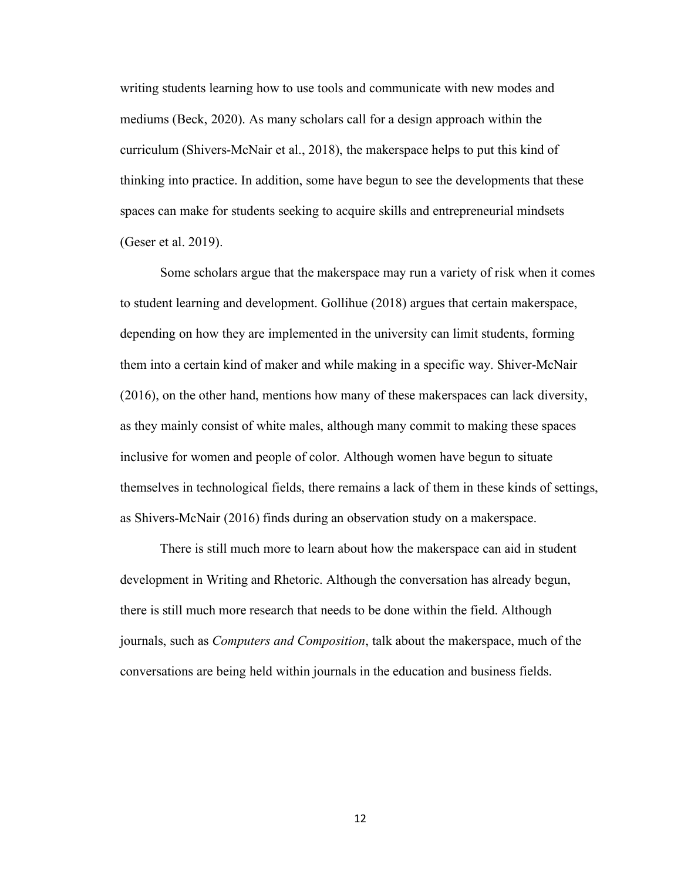writing students learning how to use tools and communicate with new modes and mediums (Beck, 2020). As many scholars call for a design approach within the curriculum (Shivers-McNair et al., 2018), the makerspace helps to put this kind of thinking into practice. In addition, some have begun to see the developments that these spaces can make for students seeking to acquire skills and entrepreneurial mindsets (Geser et al. 2019).

Some scholars argue that the makerspace may run a variety of risk when it comes to student learning and development. Gollihue (2018) argues that certain makerspace, depending on how they are implemented in the university can limit students, forming them into a certain kind of maker and while making in a specific way. Shiver-McNair (2016), on the other hand, mentions how many of these makerspaces can lack diversity, as they mainly consist of white males, although many commit to making these spaces inclusive for women and people of color. Although women have begun to situate themselves in technological fields, there remains a lack of them in these kinds of settings, as Shivers-McNair (2016) finds during an observation study on a makerspace.

There is still much more to learn about how the makerspace can aid in student development in Writing and Rhetoric. Although the conversation has already begun, there is still much more research that needs to be done within the field. Although journals, such as *Computers and Composition*, talk about the makerspace, much of the conversations are being held within journals in the education and business fields.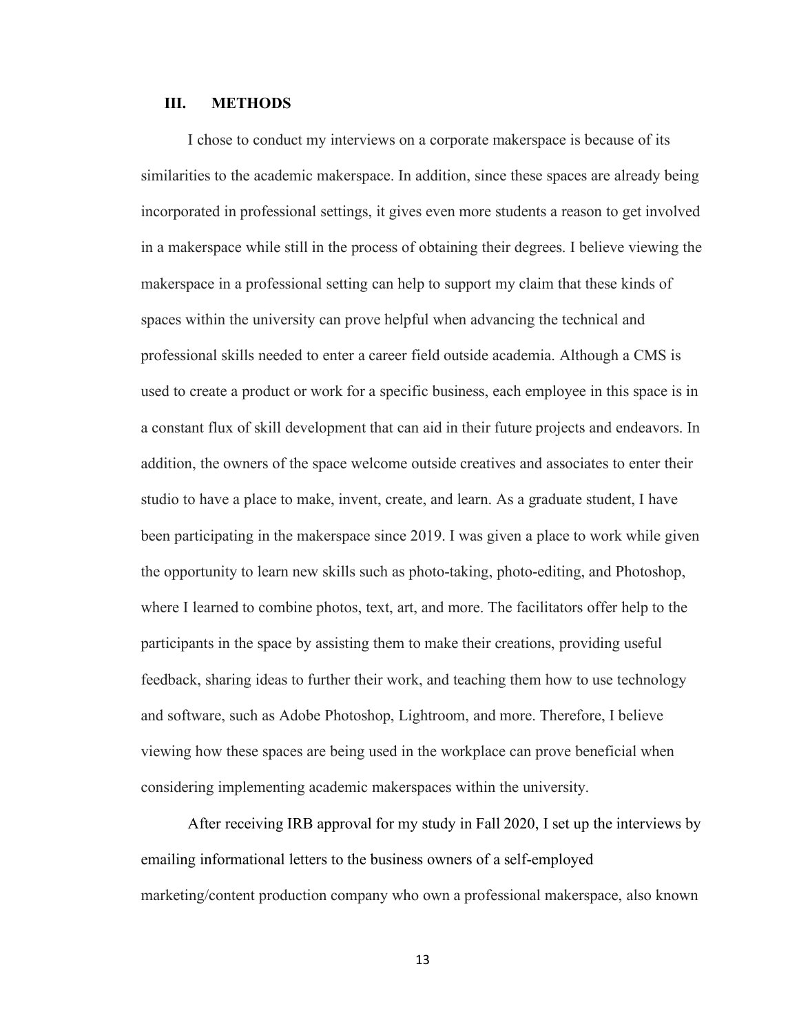## III. METHODS

I chose to conduct my interviews on a corporate makerspace is because of its similarities to the academic makerspace. In addition, since these spaces are already being incorporated in professional settings, it gives even more students a reason to get involved in a makerspace while still in the process of obtaining their degrees. I believe viewing the makerspace in a professional setting can help to support my claim that these kinds of spaces within the university can prove helpful when advancing the technical and professional skills needed to enter a career field outside academia. Although a CMS is used to create a product or work for a specific business, each employee in this space is in a constant flux of skill development that can aid in their future projects and endeavors. In addition, the owners of the space welcome outside creatives and associates to enter their studio to have a place to make, invent, create, and learn. As a graduate student, I have been participating in the makerspace since 2019. I was given a place to work while given the opportunity to learn new skills such as photo-taking, photo-editing, and Photoshop, where I learned to combine photos, text, art, and more. The facilitators offer help to the participants in the space by assisting them to make their creations, providing useful feedback, sharing ideas to further their work, and teaching them how to use technology and software, such as Adobe Photoshop, Lightroom, and more. Therefore, I believe viewing how these spaces are being used in the workplace can prove beneficial when considering implementing academic makerspaces within the university.

After receiving IRB approval for my study in Fall 2020, I set up the interviews by emailing informational letters to the business owners of a self-employed marketing/content production company who own a professional makerspace, also known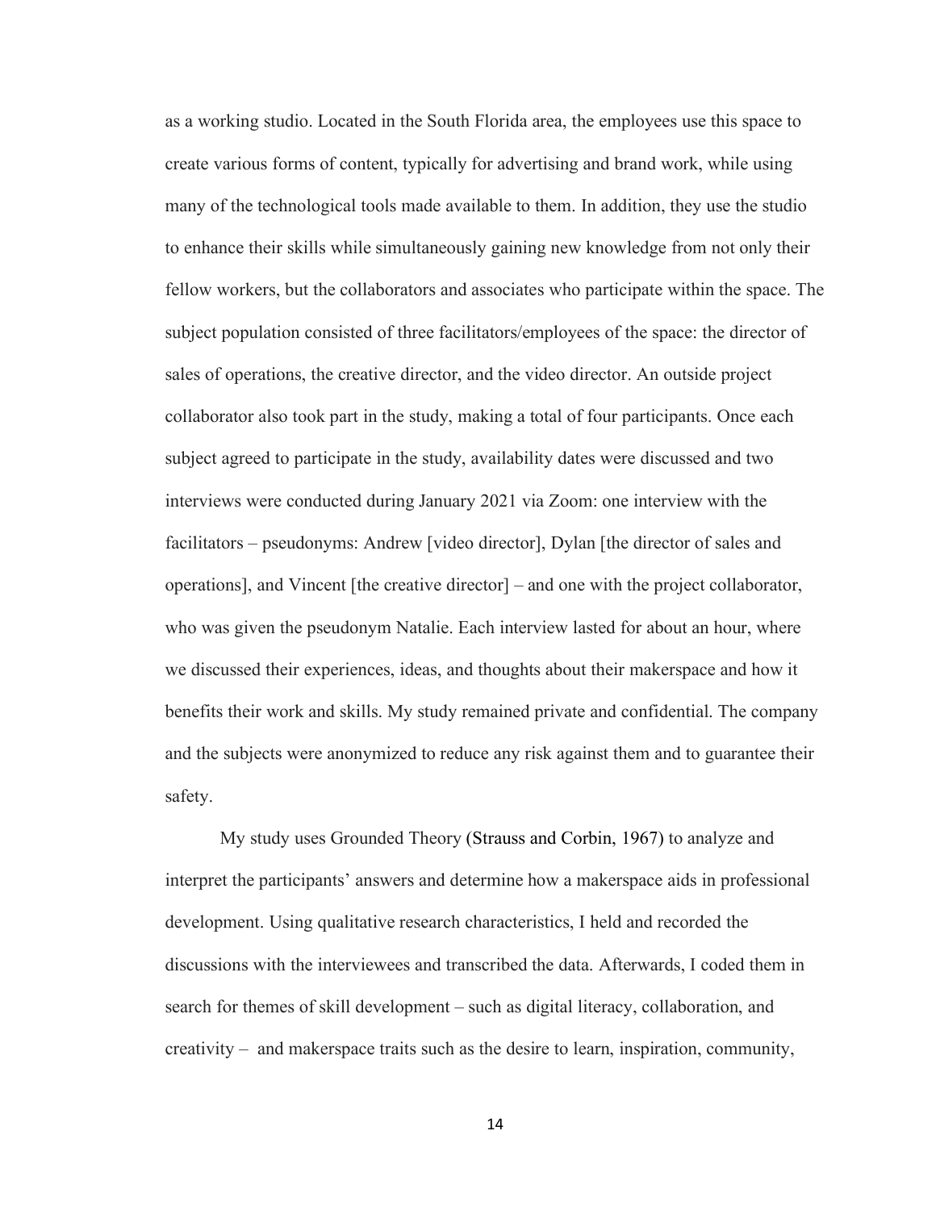as a working studio. Located in the South Florida area, the employees use this space to create various forms of content, typically for advertising and brand work, while using many of the technological tools made available to them. In addition, they use the studio to enhance their skills while simultaneously gaining new knowledge from not only their fellow workers, but the collaborators and associates who participate within the space. The subject population consisted of three facilitators/employees of the space: the director of sales of operations, the creative director, and the video director. An outside project collaborator also took part in the study, making a total of four participants. Once each subject agreed to participate in the study, availability dates were discussed and two interviews were conducted during January 2021 via Zoom: one interview with the facilitators – pseudonyms: Andrew [video director], Dylan [the director of sales and operations], and Vincent [the creative director] – and one with the project collaborator, who was given the pseudonym Natalie. Each interview lasted for about an hour, where we discussed their experiences, ideas, and thoughts about their makerspace and how it benefits their work and skills. My study remained private and confidential. The company and the subjects were anonymized to reduce any risk against them and to guarantee their safety.

My study uses Grounded Theory (Strauss and Corbin, 1967) to analyze and interpret the participants' answers and determine how a makerspace aids in professional development. Using qualitative research characteristics, I held and recorded the discussions with the interviewees and transcribed the data. Afterwards, I coded them in search for themes of skill development – such as digital literacy, collaboration, and creativity – and makerspace traits such as the desire to learn, inspiration, community,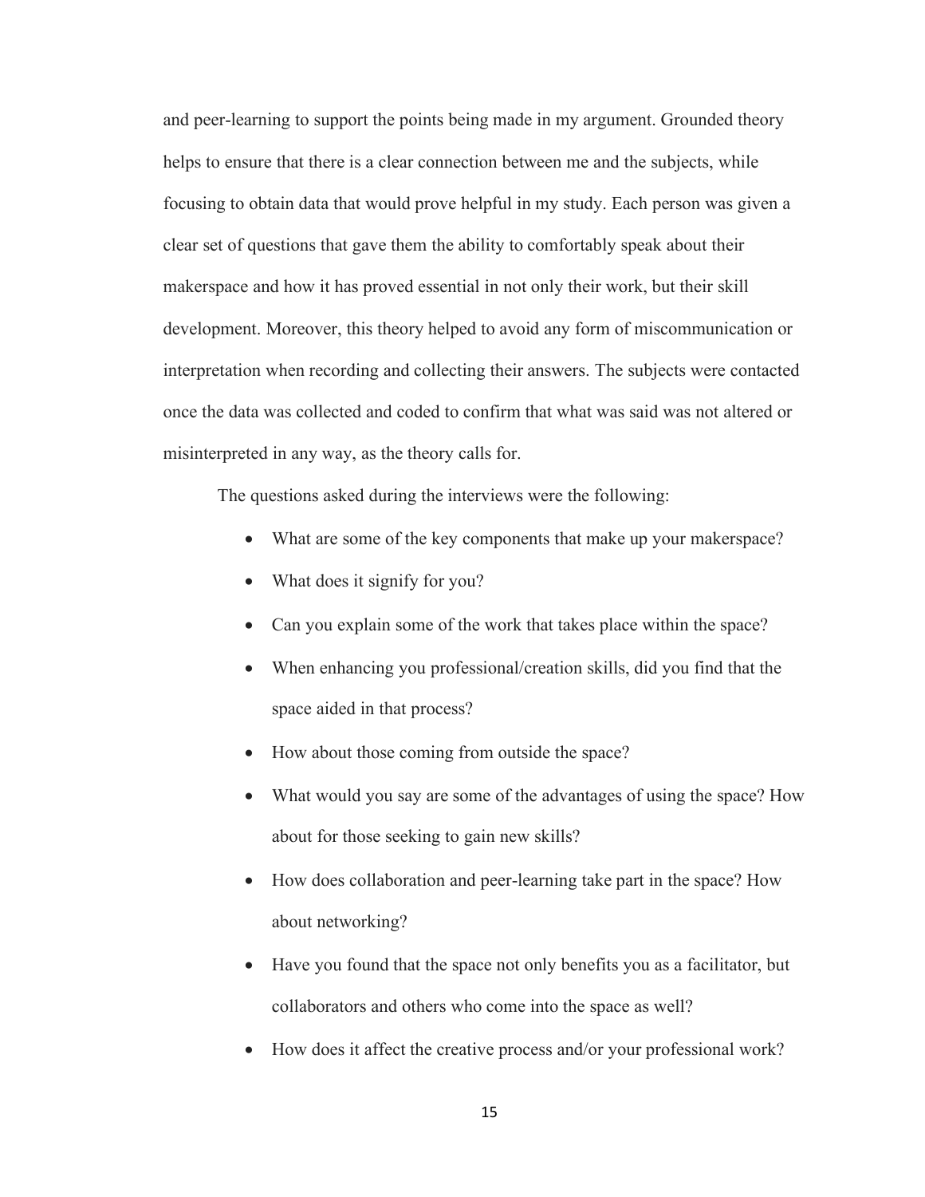and peer-learning to support the points being made in my argument. Grounded theory helps to ensure that there is a clear connection between me and the subjects, while focusing to obtain data that would prove helpful in my study. Each person was given a clear set of questions that gave them the ability to comfortably speak about their makerspace and how it has proved essential in not only their work, but their skill development. Moreover, this theory helped to avoid any form of miscommunication or interpretation when recording and collecting their answers. The subjects were contacted once the data was collected and coded to confirm that what was said was not altered or misinterpreted in any way, as the theory calls for.

The questions asked during the interviews were the following:

- What are some of the key components that make up your makerspace?
- What does it signify for you?
- Can you explain some of the work that takes place within the space?
- When enhancing you professional/creation skills, did you find that the space aided in that process?
- How about those coming from outside the space?
- What would you say are some of the advantages of using the space? How about for those seeking to gain new skills?
- How does collaboration and peer-learning take part in the space? How about networking?
- Have you found that the space not only benefits you as a facilitator, but collaborators and others who come into the space as well?
- How does it affect the creative process and/or your professional work?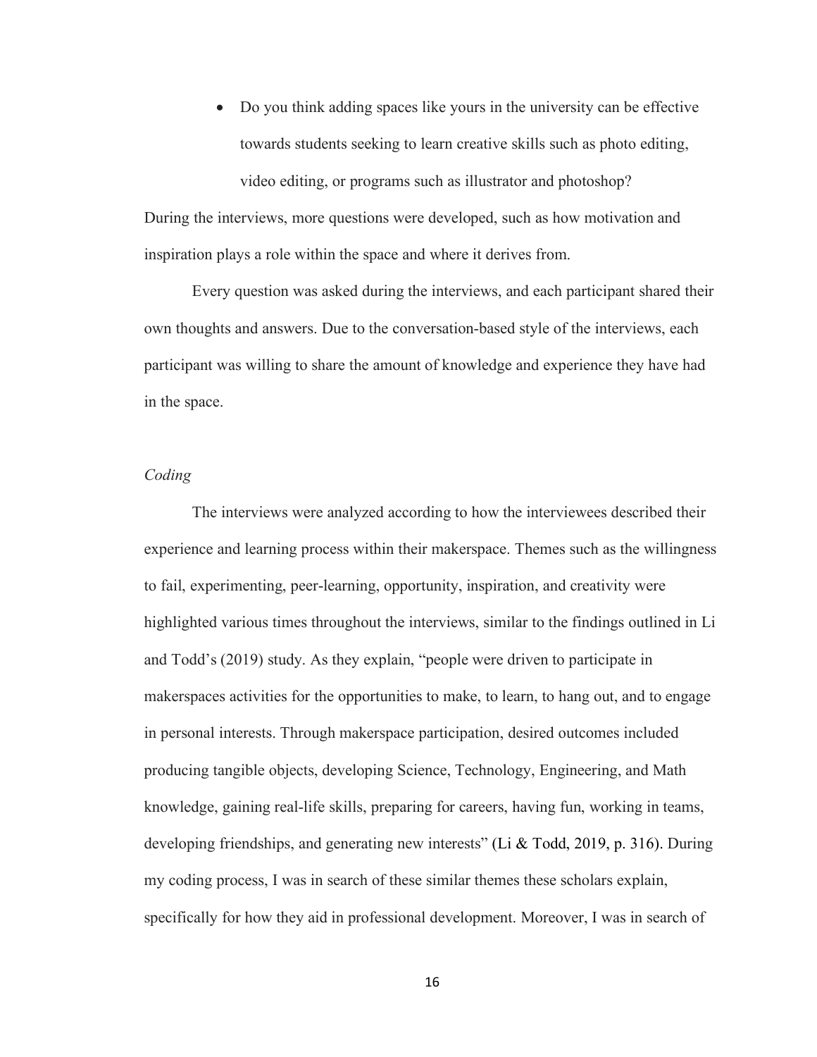- Do you think adding spaces like yours in the university can be effective towards students seeking to learn creative skills such as photo editing, video editing, or programs such as illustrator and photoshop?

During the interviews, more questions were developed, such as how motivation and inspiration plays a role within the space and where it derives from.

Every question was asked during the interviews, and each participant shared their own thoughts and answers. Due to the conversation-based style of the interviews, each participant was willing to share the amount of knowledge and experience they have had in the space.

*Coding*

The interviews were analyzed according to how the interviewees described their experience and learning process within their makerspace. Themes such as the willingness to fail, experimenting, peer-learning, opportunity, inspiration, and creativity were highlighted various times throughout the interviews, similar to the findings outlined in Li and Todd's (2019) study. As they explain, "people were driven to participate in makerspaces activities for the opportunities to make, to learn, to hang out, and to engage in personal interests. Through makerspace participation, desired outcomes included producing tangible objects, developing Science, Technology, Engineering, and Math knowledge, gaining real-life skills, preparing for careers, having fun, working in teams, developing friendships, and generating new interests" (Li & Todd, 2019, p. 316). During my coding process, I was in search of these similar themes these scholars explain, specifically for how they aid in professional development. Moreover, I was in search of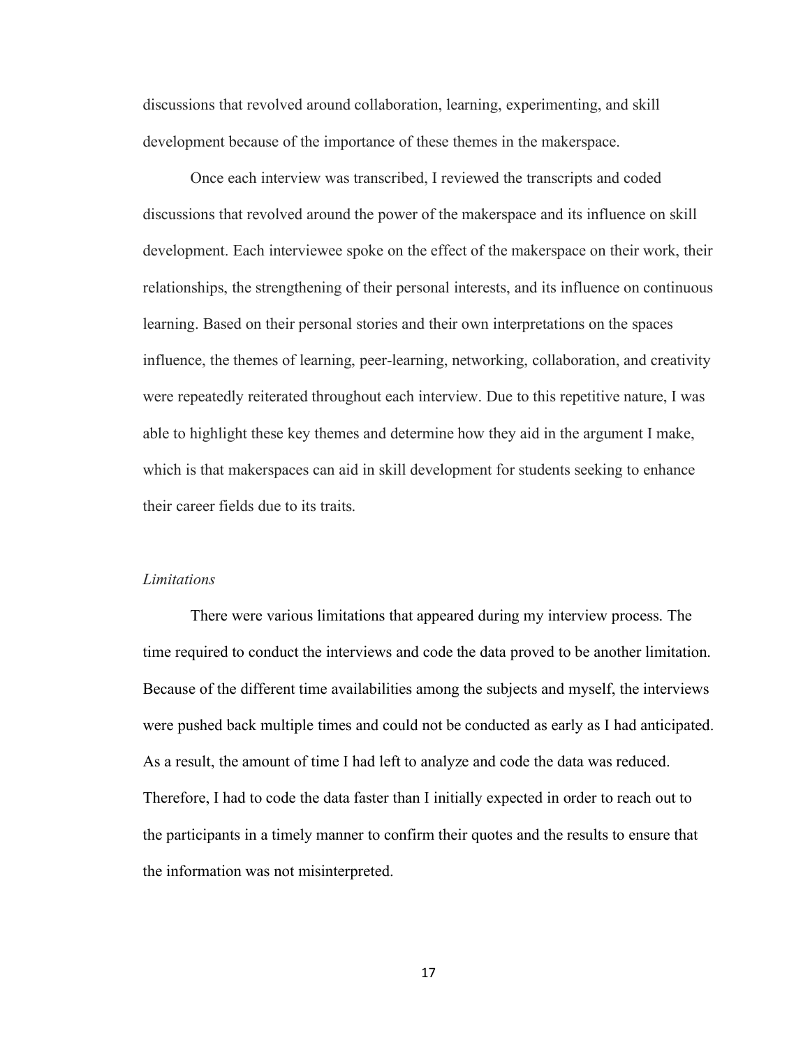discussions that revolved around collaboration, learning, experimenting, and skill development because of the importance of these themes in the makerspace.

Once each interview was transcribed, I reviewed the transcripts and coded discussions that revolved around the power of the makerspace and its influence on skill development. Each interviewee spoke on the effect of the makerspace on their work, their relationships, the strengthening of their personal interests, and its influence on continuous learning. Based on their personal stories and their own interpretations on the spaces influence, the themes of learning, peer-learning, networking, collaboration, and creativity were repeatedly reiterated throughout each interview. Due to this repetitive nature, I was able to highlight these key themes and determine how they aid in the argument I make, which is that makerspaces can aid in skill development for students seeking to enhance their career fields due to its traits.

### *Limitations*

There were various limitations that appeared during my interview process. The time required to conduct the interviews and code the data proved to be another limitation. Because of the different time availabilities among the subjects and myself, the interviews were pushed back multiple times and could not be conducted as early as I had anticipated. As a result, the amount of time I had left to analyze and code the data was reduced. Therefore, I had to code the data faster than I initially expected in order to reach out to the participants in a timely manner to confirm their quotes and the results to ensure that the information was not misinterpreted.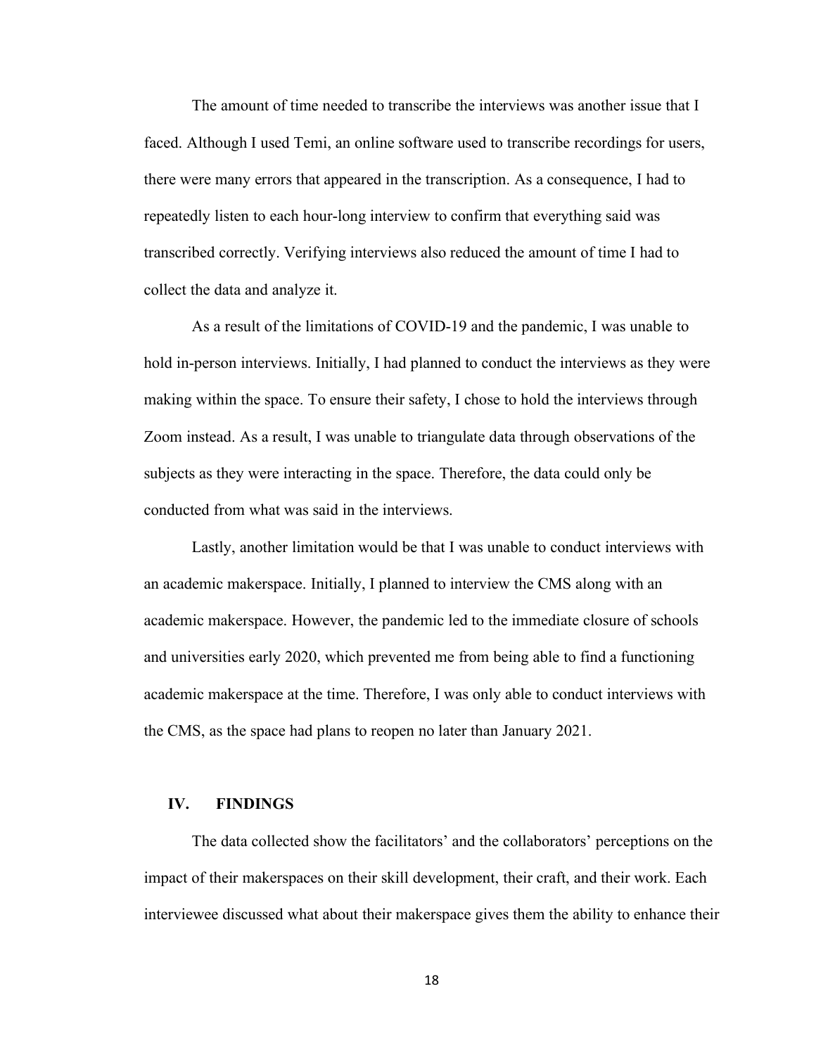The amount of time needed to transcribe the interviews was another issue that I faced. Although I used Temi, an online software used to transcribe recordings for users, there were many errors that appeared in the transcription. As a consequence, I had to repeatedly listen to each hour-long interview to confirm that everything said was transcribed correctly. Verifying interviews also reduced the amount of time I had to collect the data and analyze it.

As a result of the limitations of COVID-19 and the pandemic, I was unable to hold in-person interviews. Initially, I had planned to conduct the interviews as they were making within the space. To ensure their safety, I chose to hold the interviews through Zoom instead. As a result, I was unable to triangulate data through observations of the subjects as they were interacting in the space. Therefore, the data could only be conducted from what was said in the interviews.

Lastly, another limitation would be that I was unable to conduct interviews with an academic makerspace. Initially, I planned to interview the CMS along with an academic makerspace. However, the pandemic led to the immediate closure of schools and universities early 2020, which prevented me from being able to find a functioning academic makerspace at the time. Therefore, I was only able to conduct interviews with the CMS, as the space had plans to reopen no later than January 2021.

## IV. FINDINGS

The data collected show the facilitators' and the collaborators' perceptions on the impact of their makerspaces on their skill development, their craft, and their work. Each interviewee discussed what about their makerspace gives them the ability to enhance their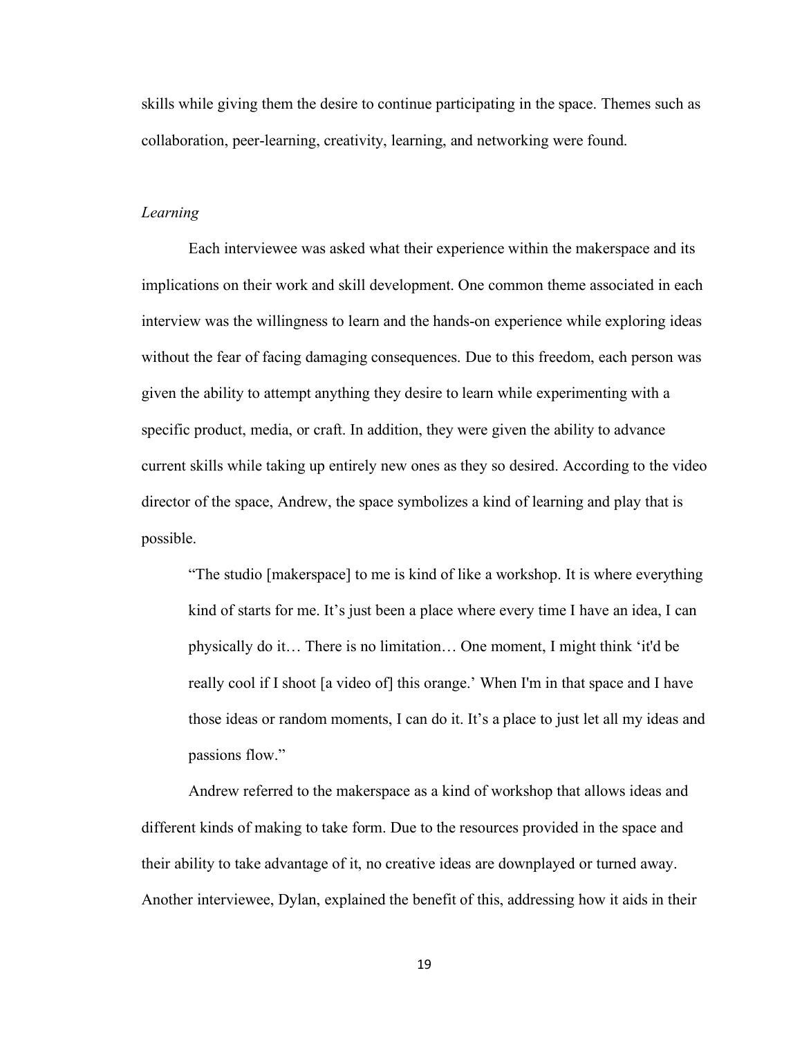skills while giving them the desire to continue participating in the space. Themes such as collaboration, peer-learning, creativity, learning, and networking were found.

### *Learning*

Each interviewee was asked what their experience within the makerspace and its implications on their work and skill development. One common theme associated in each interview was the willingness to learn and the hands-on experience while exploring ideas without the fear of facing damaging consequences. Due to this freedom, each person was given the ability to attempt anything they desire to learn while experimenting with a specific product, media, or craft. In addition, they were given the ability to advance current skills while taking up entirely new ones as they so desired. According to the video director of the space, Andrew, the space symbolizes a kind of learning and play that is possible.

> "The studio [makerspace] to me is kind of like a workshop. It is where everything kind of starts for me. It's just been a place where every time I have an idea, I can physically do it… There is no limitation… One moment, I might think 'it'd be really cool if I shoot [a video of] this orange.' When I'm in that space and I have those ideas or random moments, I can do it. It's a place to just let all my ideas and passions flow."

Andrew referred to the makerspace as a kind of workshop that allows ideas and different kinds of making to take form. Due to the resources provided in the space and their ability to take advantage of it, no creative ideas are downplayed or turned away. Another interviewee, Dylan, explained the benefit of this, addressing how it aids in their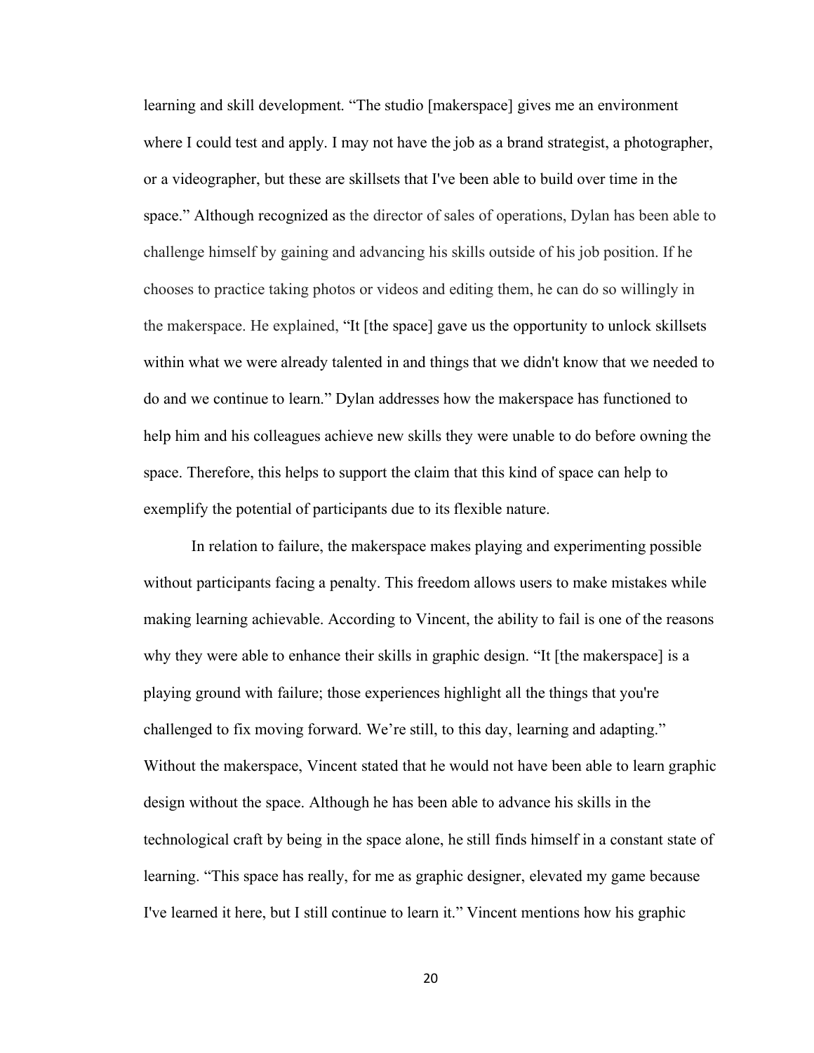learning and skill development. “The studio [makerspace] gives me an environment where I could test and apply. I may not have the job as a brand strategist, a photographer, or a videographer, but these are skillsets that I've been able to build over time in the space.” Although recognized as the director of sales of operations, Dylan has been able to challenge himself by gaining and advancing his skills outside of his job position. If he chooses to practice taking photos or videos and editing them, he can do so willingly in the makerspace. He explained, “It [the space] gave us the opportunity to unlock skillsets within what we were already talented in and things that we didn't know that we needed to do and we continue to learn.” Dylan addresses how the makerspace has functioned to help him and his colleagues achieve new skills they were unable to do before owning the space. Therefore, this helps to support the claim that this kind of space can help to exemplify the potential of participants due to its flexible nature.

In relation to failure, the makerspace makes playing and experimenting possible without participants facing a penalty. This freedom allows users to make mistakes while making learning achievable. According to Vincent, the ability to fail is one of the reasons why they were able to enhance their skills in graphic design. “It [the makerspace] is a playing ground with failure; those experiences highlight all the things that you're challenged to fix moving forward. We’re still, to this day, learning and adapting.” Without the makerspace, Vincent stated that he would not have been able to learn graphic design without the space. Although he has been able to advance his skills in the technological craft by being in the space alone, he still finds himself in a constant state of learning. “This space has really, for me as graphic designer, elevated my game because I've learned it here, but I still continue to learn it.” Vincent mentions how his graphic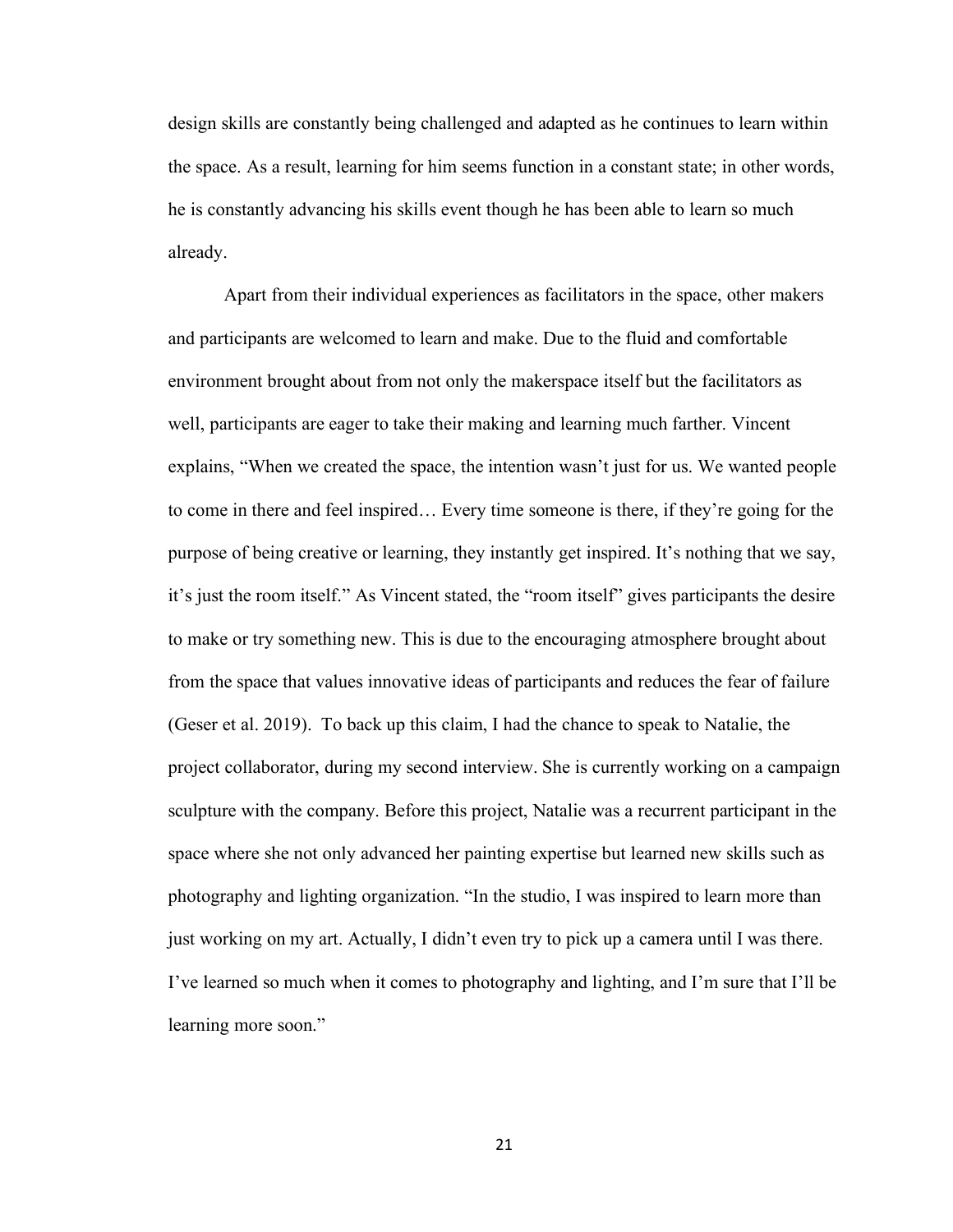design skills are constantly being challenged and adapted as he continues to learn within the space. As a result, learning for him seems function in a constant state; in other words, he is constantly advancing his skills event though he has been able to learn so much already.

Apart from their individual experiences as facilitators in the space, other makers and participants are welcomed to learn and make. Due to the fluid and comfortable environment brought about from not only the makerspace itself but the facilitators as well, participants are eager to take their making and learning much farther. Vincent explains, "When we created the space, the intention wasn't just for us. We wanted people to come in there and feel inspired… Every time someone is there, if they're going for the purpose of being creative or learning, they instantly get inspired. It's nothing that we say, it's just the room itself." As Vincent stated, the "room itself" gives participants the desire to make or try something new. This is due to the encouraging atmosphere brought about from the space that values innovative ideas of participants and reduces the fear of failure (Geser et al. 2019). To back up this claim, I had the chance to speak to Natalie, the project collaborator, during my second interview. She is currently working on a campaign sculpture with the company. Before this project, Natalie was a recurrent participant in the space where she not only advanced her painting expertise but learned new skills such as photography and lighting organization. "In the studio, I was inspired to learn more than just working on my art. Actually, I didn't even try to pick up a camera until I was there. I've learned so much when it comes to photography and lighting, and I'm sure that I'll be learning more soon."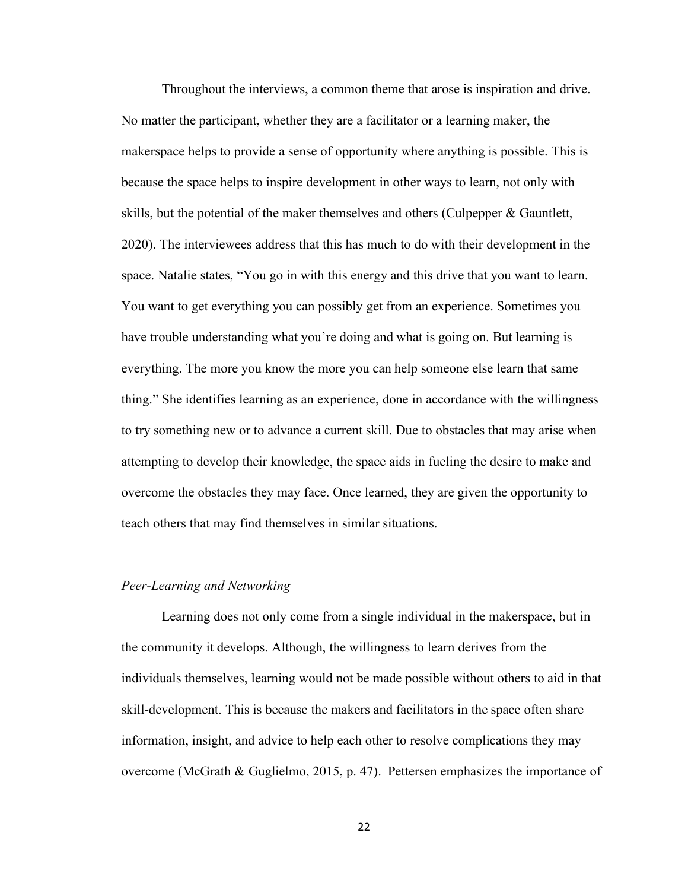Throughout the interviews, a common theme that arose is inspiration and drive. No matter the participant, whether they are a facilitator or a learning maker, the makerspace helps to provide a sense of opportunity where anything is possible. This is because the space helps to inspire development in other ways to learn, not only with skills, but the potential of the maker themselves and others (Culpepper & Gauntlett, 2020). The interviewees address that this has much to do with their development in the space. Natalie states, "You go in with this energy and this drive that you want to learn. You want to get everything you can possibly get from an experience. Sometimes you have trouble understanding what you're doing and what is going on. But learning is everything. The more you know the more you can help someone else learn that same thing." She identifies learning as an experience, done in accordance with the willingness to try something new or to advance a current skill. Due to obstacles that may arise when attempting to develop their knowledge, the space aids in fueling the desire to make and overcome the obstacles they may face. Once learned, they are given the opportunity to teach others that may find themselves in similar situations.

*Peer-Learning and Networking*

Learning does not only come from a single individual in the makerspace, but in the community it develops. Although, the willingness to learn derives from the individuals themselves, learning would not be made possible without others to aid in that skill-development. This is because the makers and facilitators in the space often share information, insight, and advice to help each other to resolve complications they may overcome (McGrath & Guglielmo, 2015, p. 47). Pettersen emphasizes the importance of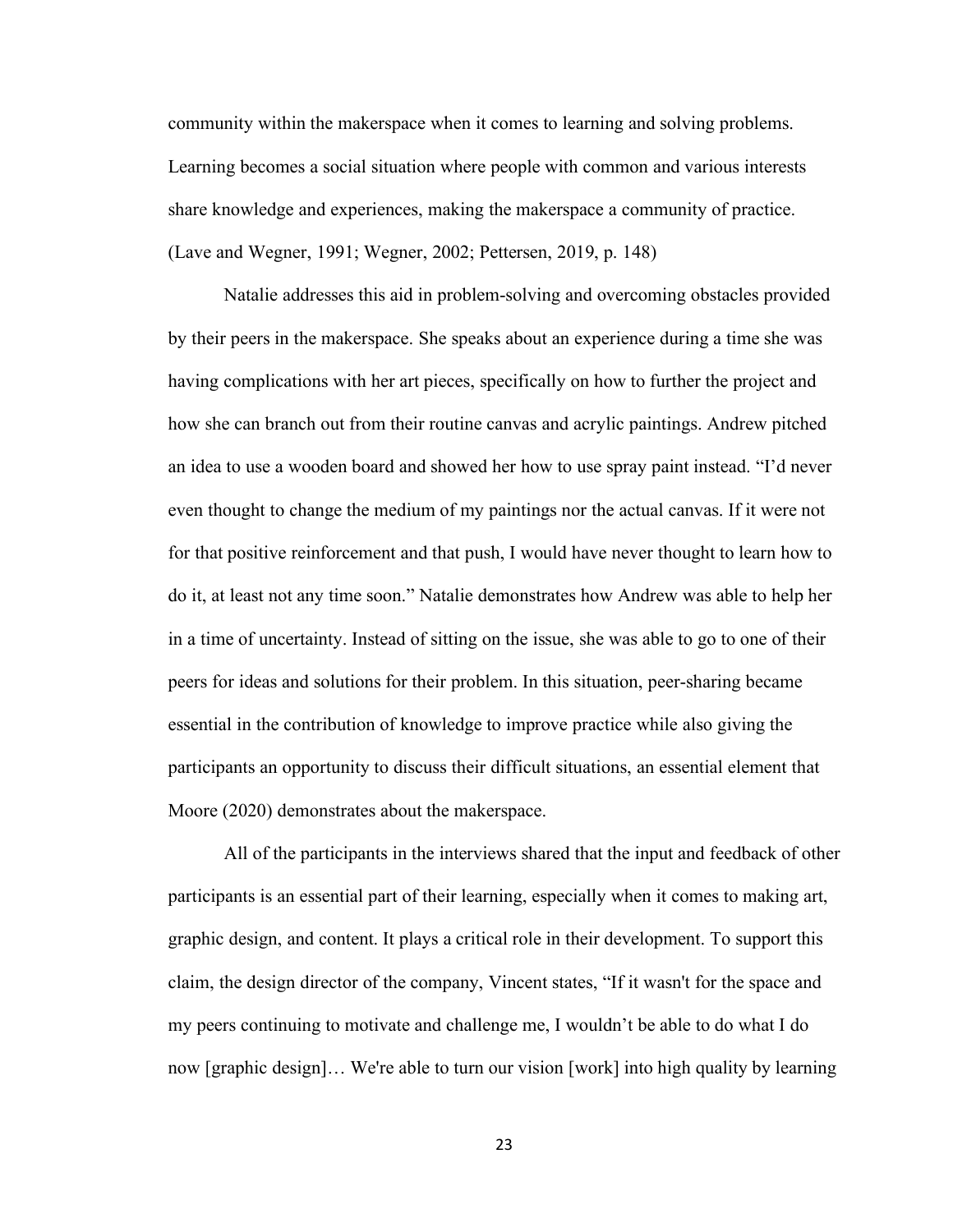community within the makerspace when it comes to learning and solving problems. Learning becomes a social situation where people with common and various interests share knowledge and experiences, making the makerspace a community of practice. (Lave and Wegner, 1991; Wegner, 2002; Pettersen, 2019, p. 148)

Natalie addresses this aid in problem-solving and overcoming obstacles provided by their peers in the makerspace. She speaks about an experience during a time she was having complications with her art pieces, specifically on how to further the project and how she can branch out from their routine canvas and acrylic paintings. Andrew pitched an idea to use a wooden board and showed her how to use spray paint instead. "I'd never even thought to change the medium of my paintings nor the actual canvas. If it were not for that positive reinforcement and that push, I would have never thought to learn how to do it, at least not any time soon." Natalie demonstrates how Andrew was able to help her in a time of uncertainty. Instead of sitting on the issue, she was able to go to one of their peers for ideas and solutions for their problem. In this situation, peer-sharing became essential in the contribution of knowledge to improve practice while also giving the participants an opportunity to discuss their difficult situations, an essential element that Moore (2020) demonstrates about the makerspace.

All of the participants in the interviews shared that the input and feedback of other participants is an essential part of their learning, especially when it comes to making art, graphic design, and content. It plays a critical role in their development. To support this claim, the design director of the company, Vincent states, "If it wasn't for the space and my peers continuing to motivate and challenge me, I wouldn't be able to do what I do now [graphic design]… We're able to turn our vision [work] into high quality by learning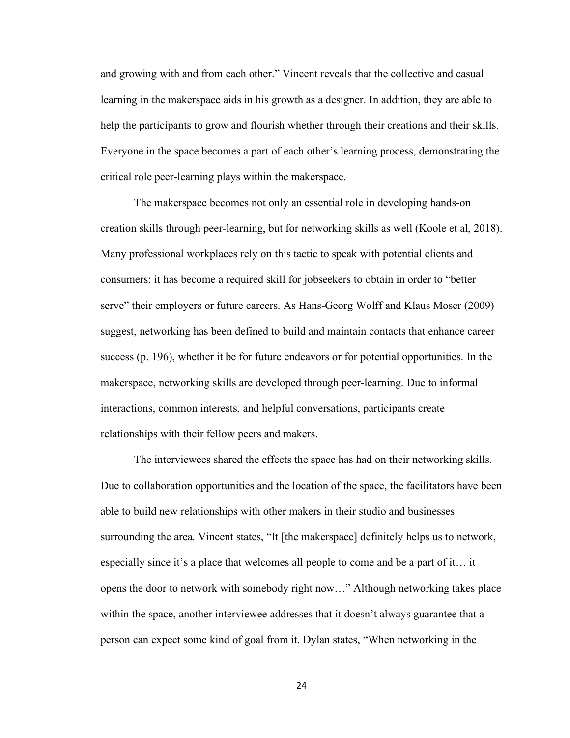and growing with and from each other." Vincent reveals that the collective and casual learning in the makerspace aids in his growth as a designer. In addition, they are able to help the participants to grow and flourish whether through their creations and their skills. Everyone in the space becomes a part of each other's learning process, demonstrating the critical role peer-learning plays within the makerspace.

The makerspace becomes not only an essential role in developing hands-on creation skills through peer-learning, but for networking skills as well (Koole et al, 2018). Many professional workplaces rely on this tactic to speak with potential clients and consumers; it has become a required skill for jobseekers to obtain in order to "better serve" their employers or future careers. As Hans-Georg Wolff and Klaus Moser (2009) suggest, networking has been defined to build and maintain contacts that enhance career success (p. 196), whether it be for future endeavors or for potential opportunities. In the makerspace, networking skills are developed through peer-learning. Due to informal interactions, common interests, and helpful conversations, participants create relationships with their fellow peers and makers.

The interviewees shared the effects the space has had on their networking skills. Due to collaboration opportunities and the location of the space, the facilitators have been able to build new relationships with other makers in their studio and businesses surrounding the area. Vincent states, "It [the makerspace] definitely helps us to network, especially since it's a place that welcomes all people to come and be a part of it… it opens the door to network with somebody right now…" Although networking takes place within the space, another interviewee addresses that it doesn't always guarantee that a person can expect some kind of goal from it. Dylan states, "When networking in the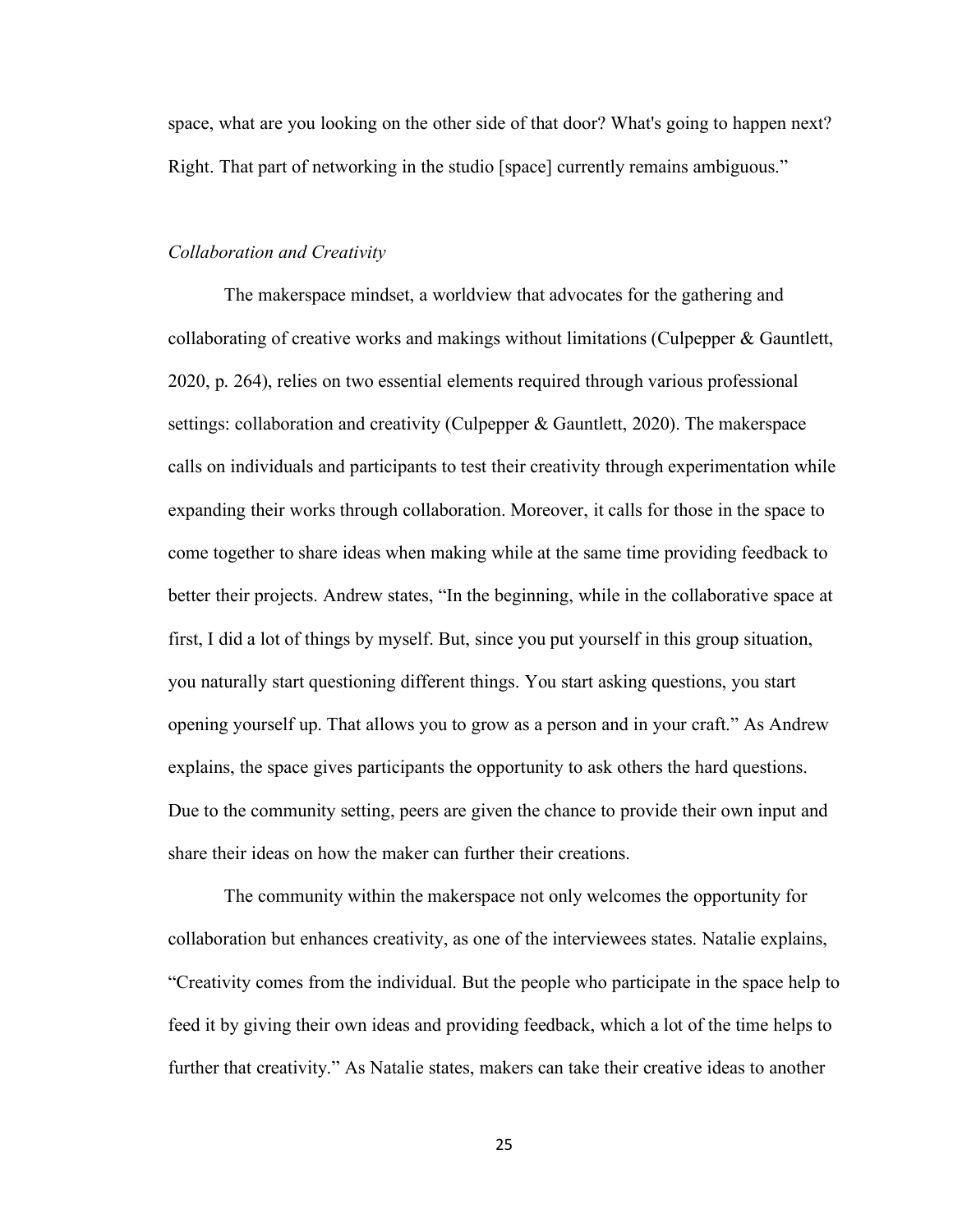space, what are you looking on the other side of that door? What's going to happen next? Right. That part of networking in the studio [space] currently remains ambiguous."

### *Collaboration and Creativity*

The makerspace mindset, a worldview that advocates for the gathering and collaborating of creative works and makings without limitations (Culpepper & Gauntlett, 2020, p. 264), relies on two essential elements required through various professional settings: collaboration and creativity (Culpepper & Gauntlett, 2020). The makerspace calls on individuals and participants to test their creativity through experimentation while expanding their works through collaboration. Moreover, it calls for those in the space to come together to share ideas when making while at the same time providing feedback to better their projects. Andrew states, "In the beginning, while in the collaborative space at first, I did a lot of things by myself. But, since you put yourself in this group situation, you naturally start questioning different things. You start asking questions, you start opening yourself up. That allows you to grow as a person and in your craft." As Andrew explains, the space gives participants the opportunity to ask others the hard questions. Due to the community setting, peers are given the chance to provide their own input and share their ideas on how the maker can further their creations.

The community within the makerspace not only welcomes the opportunity for collaboration but enhances creativity, as one of the interviewees states. Natalie explains, "Creativity comes from the individual. But the people who participate in the space help to feed it by giving their own ideas and providing feedback, which a lot of the time helps to further that creativity." As Natalie states, makers can take their creative ideas to another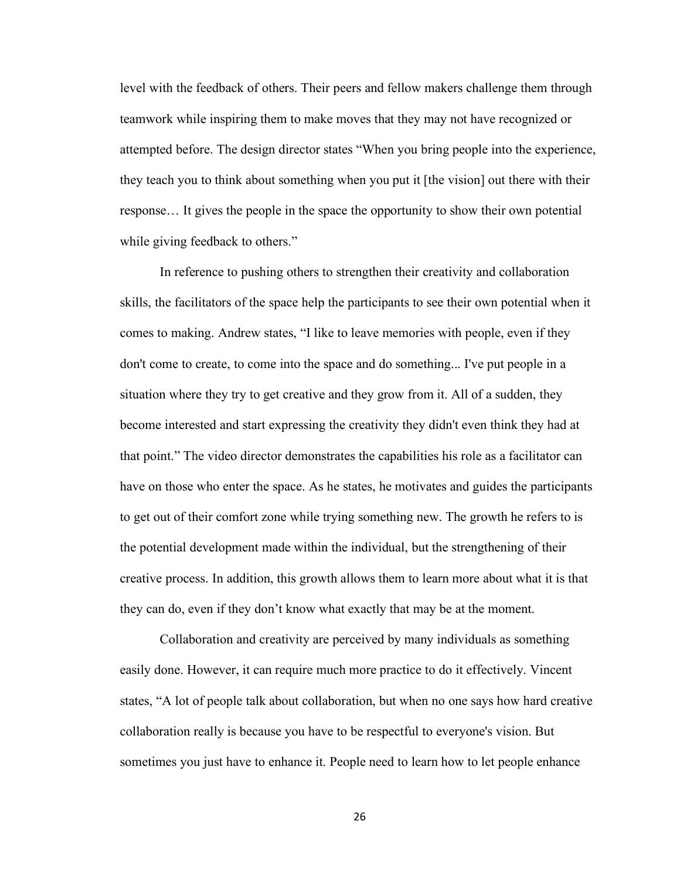level with the feedback of others. Their peers and fellow makers challenge them through teamwork while inspiring them to make moves that they may not have recognized or attempted before. The design director states "When you bring people into the experience, they teach you to think about something when you put it [the vision] out there with their response… It gives the people in the space the opportunity to show their own potential while giving feedback to others."

In reference to pushing others to strengthen their creativity and collaboration skills, the facilitators of the space help the participants to see their own potential when it comes to making. Andrew states, "I like to leave memories with people, even if they don't come to create, to come into the space and do something... I've put people in a situation where they try to get creative and they grow from it. All of a sudden, they become interested and start expressing the creativity they didn't even think they had at that point." The video director demonstrates the capabilities his role as a facilitator can have on those who enter the space. As he states, he motivates and guides the participants to get out of their comfort zone while trying something new. The growth he refers to is the potential development made within the individual, but the strengthening of their creative process. In addition, this growth allows them to learn more about what it is that they can do, even if they don't know what exactly that may be at the moment.

Collaboration and creativity are perceived by many individuals as something easily done. However, it can require much more practice to do it effectively. Vincent states, "A lot of people talk about collaboration, but when no one says how hard creative collaboration really is because you have to be respectful to everyone's vision. But sometimes you just have to enhance it. People need to learn how to let people enhance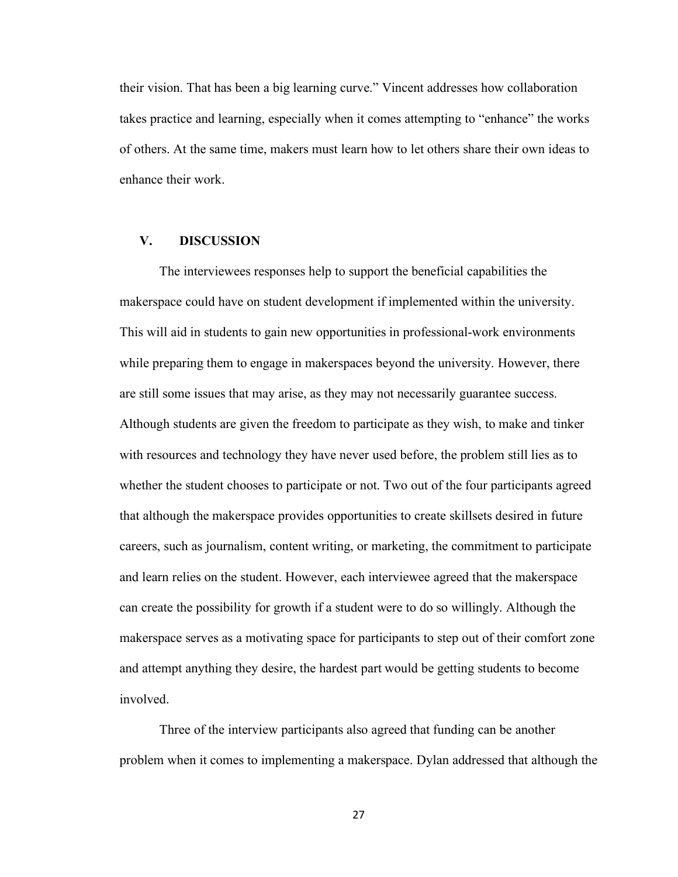their vision. That has been a big learning curve." Vincent addresses how collaboration takes practice and learning, especially when it comes attempting to "enhance" the works of others. At the same time, makers must learn how to let others share their own ideas to enhance their work.

## V. DISCUSSION

The interviewees responses help to support the beneficial capabilities the makerspace could have on student development if implemented within the university. This will aid in students to gain new opportunities in professional-work environments while preparing them to engage in makerspaces beyond the university. However, there are still some issues that may arise, as they may not necessarily guarantee success. Although students are given the freedom to participate as they wish, to make and tinker with resources and technology they have never used before, the problem still lies as to whether the student chooses to participate or not. Two out of the four participants agreed that although the makerspace provides opportunities to create skillsets desired in future careers, such as journalism, content writing, or marketing, the commitment to participate and learn relies on the student. However, each interviewee agreed that the makerspace can create the possibility for growth if a student were to do so willingly. Although the makerspace serves as a motivating space for participants to step out of their comfort zone and attempt anything they desire, the hardest part would be getting students to become involved.

Three of the interview participants also agreed that funding can be another problem when it comes to implementing a makerspace. Dylan addressed that although the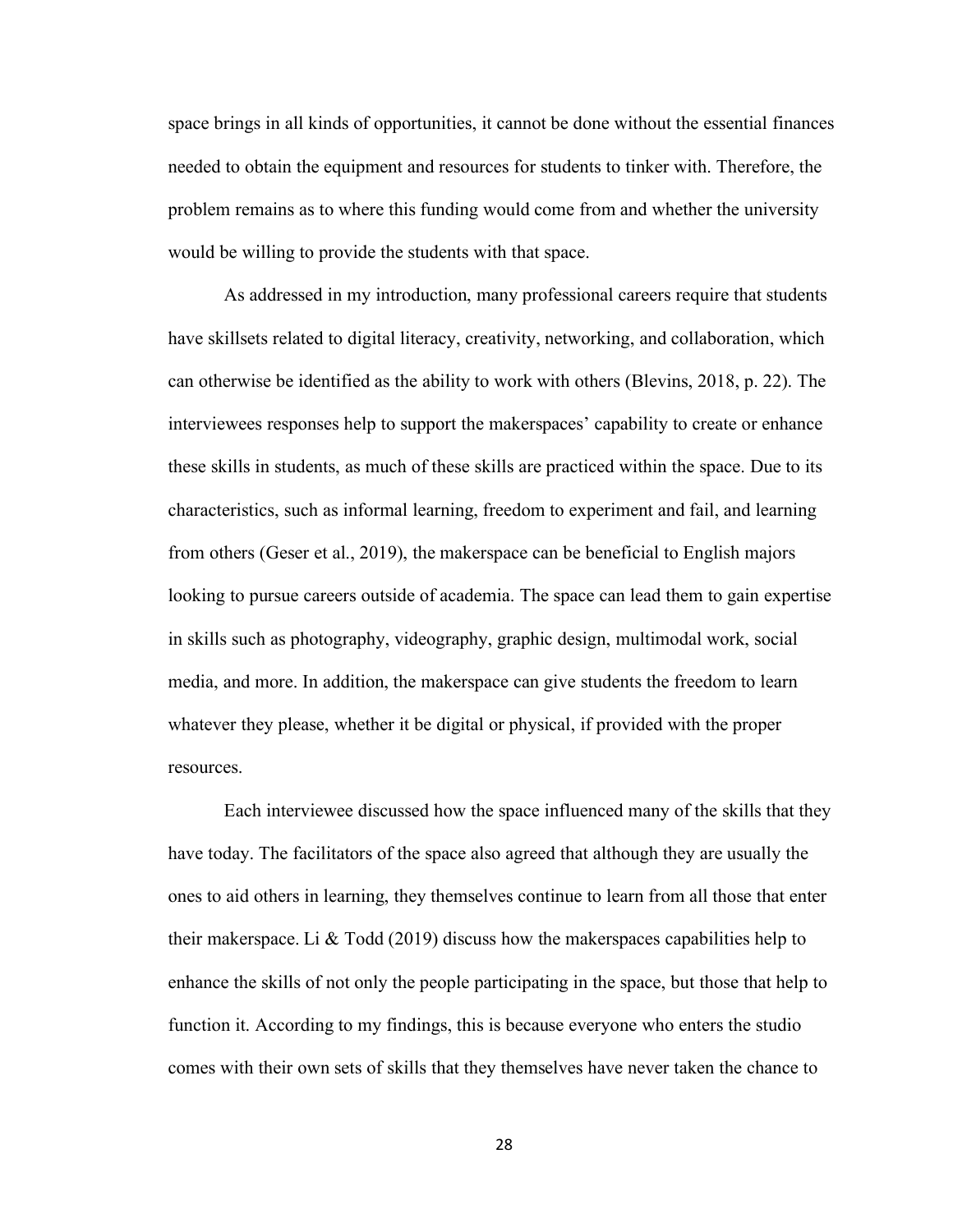space brings in all kinds of opportunities, it cannot be done without the essential finances needed to obtain the equipment and resources for students to tinker with. Therefore, the problem remains as to where this funding would come from and whether the university would be willing to provide the students with that space.

As addressed in my introduction, many professional careers require that students have skillsets related to digital literacy, creativity, networking, and collaboration, which can otherwise be identified as the ability to work with others (Blevins, 2018, p. 22). The interviewees responses help to support the makerspaces' capability to create or enhance these skills in students, as much of these skills are practiced within the space. Due to its characteristics, such as informal learning, freedom to experiment and fail, and learning from others (Geser et al., 2019), the makerspace can be beneficial to English majors looking to pursue careers outside of academia. The space can lead them to gain expertise in skills such as photography, videography, graphic design, multimodal work, social media, and more. In addition, the makerspace can give students the freedom to learn whatever they please, whether it be digital or physical, if provided with the proper resources.

Each interviewee discussed how the space influenced many of the skills that they have today. The facilitators of the space also agreed that although they are usually the ones to aid others in learning, they themselves continue to learn from all those that enter their makerspace. Li & Todd (2019) discuss how the makerspaces capabilities help to enhance the skills of not only the people participating in the space, but those that help to function it. According to my findings, this is because everyone who enters the studio comes with their own sets of skills that they themselves have never taken the chance to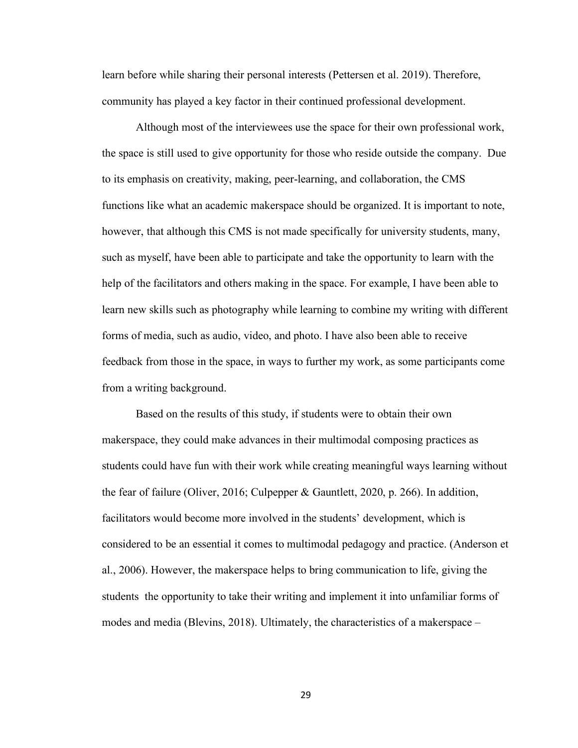learn before while sharing their personal interests (Pettersen et al. 2019). Therefore, community has played a key factor in their continued professional development.

Although most of the interviewees use the space for their own professional work, the space is still used to give opportunity for those who reside outside the company. Due to its emphasis on creativity, making, peer-learning, and collaboration, the CMS functions like what an academic makerspace should be organized. It is important to note, however, that although this CMS is not made specifically for university students, many, such as myself, have been able to participate and take the opportunity to learn with the help of the facilitators and others making in the space. For example, I have been able to learn new skills such as photography while learning to combine my writing with different forms of media, such as audio, video, and photo. I have also been able to receive feedback from those in the space, in ways to further my work, as some participants come from a writing background.

Based on the results of this study, if students were to obtain their own makerspace, they could make advances in their multimodal composing practices as students could have fun with their work while creating meaningful ways learning without the fear of failure (Oliver, 2016; Culpepper & Gauntlett, 2020, p. 266). In addition, facilitators would become more involved in the students' development, which is considered to be an essential it comes to multimodal pedagogy and practice. (Anderson et al., 2006). However, the makerspace helps to bring communication to life, giving the students the opportunity to take their writing and implement it into unfamiliar forms of modes and media (Blevins, 2018). Ultimately, the characteristics of a makerspace –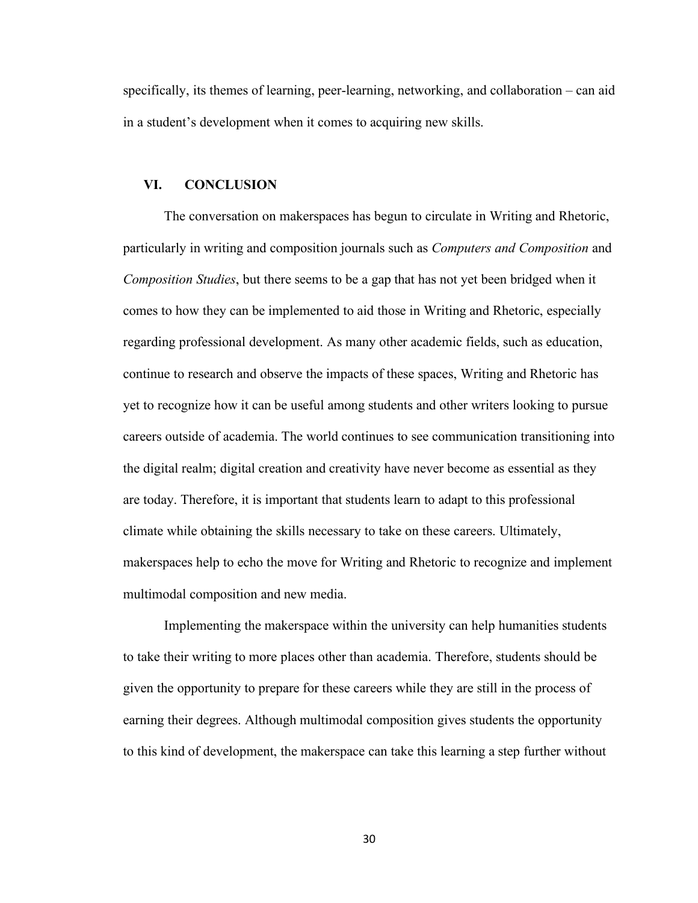specifically, its themes of learning, peer-learning, networking, and collaboration – can aid in a student's development when it comes to acquiring new skills.

## VI. CONCLUSION

The conversation on makerspaces has begun to circulate in Writing and Rhetoric, particularly in writing and composition journals such as *Computers and Composition* and *Composition Studies*, but there seems to be a gap that has not yet been bridged when it comes to how they can be implemented to aid those in Writing and Rhetoric, especially regarding professional development. As many other academic fields, such as education, continue to research and observe the impacts of these spaces, Writing and Rhetoric has yet to recognize how it can be useful among students and other writers looking to pursue careers outside of academia. The world continues to see communication transitioning into the digital realm; digital creation and creativity have never become as essential as they are today. Therefore, it is important that students learn to adapt to this professional climate while obtaining the skills necessary to take on these careers. Ultimately, makerspaces help to echo the move for Writing and Rhetoric to recognize and implement multimodal composition and new media.

Implementing the makerspace within the university can help humanities students to take their writing to more places other than academia. Therefore, students should be given the opportunity to prepare for these careers while they are still in the process of earning their degrees. Although multimodal composition gives students the opportunity to this kind of development, the makerspace can take this learning a step further without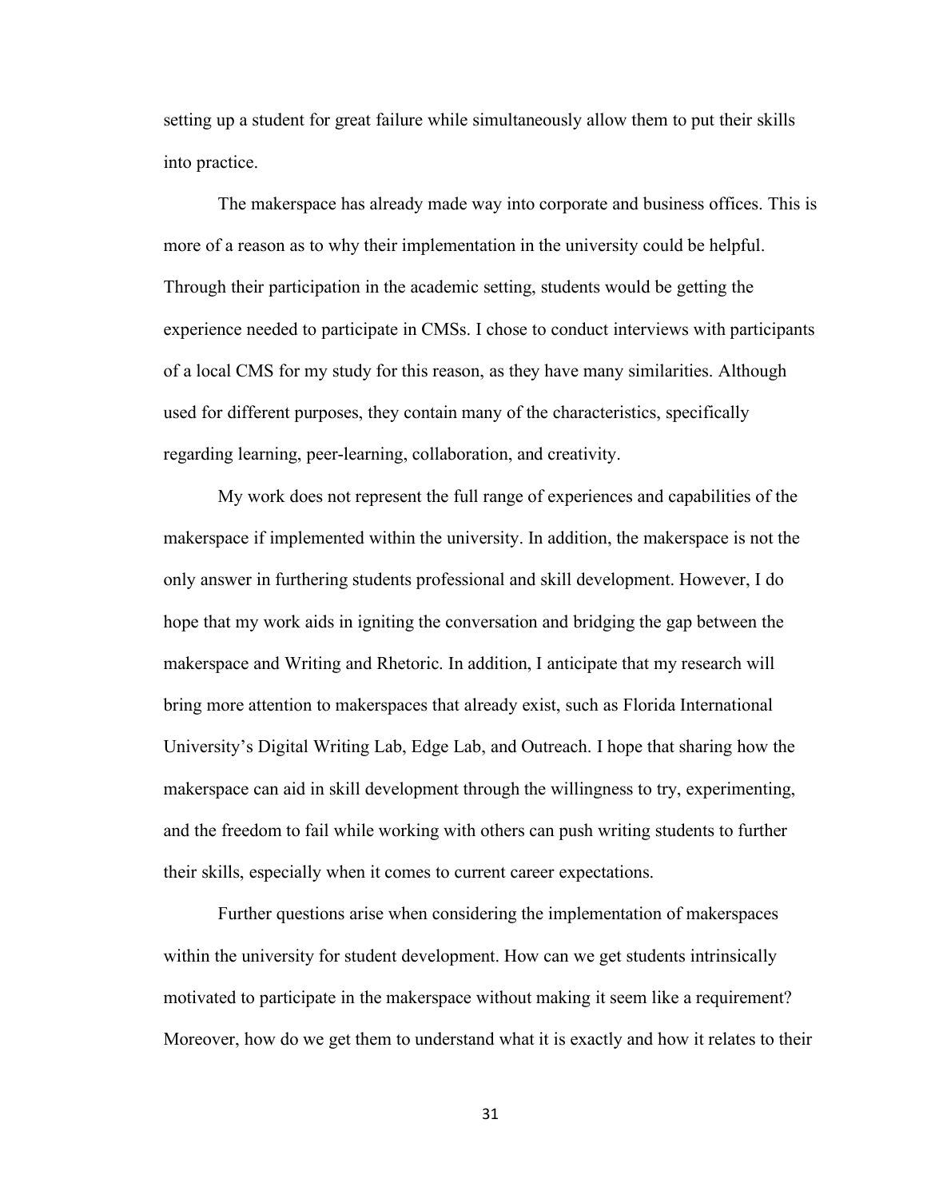setting up a student for great failure while simultaneously allow them to put their skills into practice.

The makerspace has already made way into corporate and business offices. This is more of a reason as to why their implementation in the university could be helpful. Through their participation in the academic setting, students would be getting the experience needed to participate in CMSs. I chose to conduct interviews with participants of a local CMS for my study for this reason, as they have many similarities. Although used for different purposes, they contain many of the characteristics, specifically regarding learning, peer-learning, collaboration, and creativity.

My work does not represent the full range of experiences and capabilities of the makerspace if implemented within the university. In addition, the makerspace is not the only answer in furthering students professional and skill development. However, I do hope that my work aids in igniting the conversation and bridging the gap between the makerspace and Writing and Rhetoric. In addition, I anticipate that my research will bring more attention to makerspaces that already exist, such as Florida International University's Digital Writing Lab, Edge Lab, and Outreach. I hope that sharing how the makerspace can aid in skill development through the willingness to try, experimenting, and the freedom to fail while working with others can push writing students to further their skills, especially when it comes to current career expectations.

Further questions arise when considering the implementation of makerspaces within the university for student development. How can we get students intrinsically motivated to participate in the makerspace without making it seem like a requirement? Moreover, how do we get them to understand what it is exactly and how it relates to their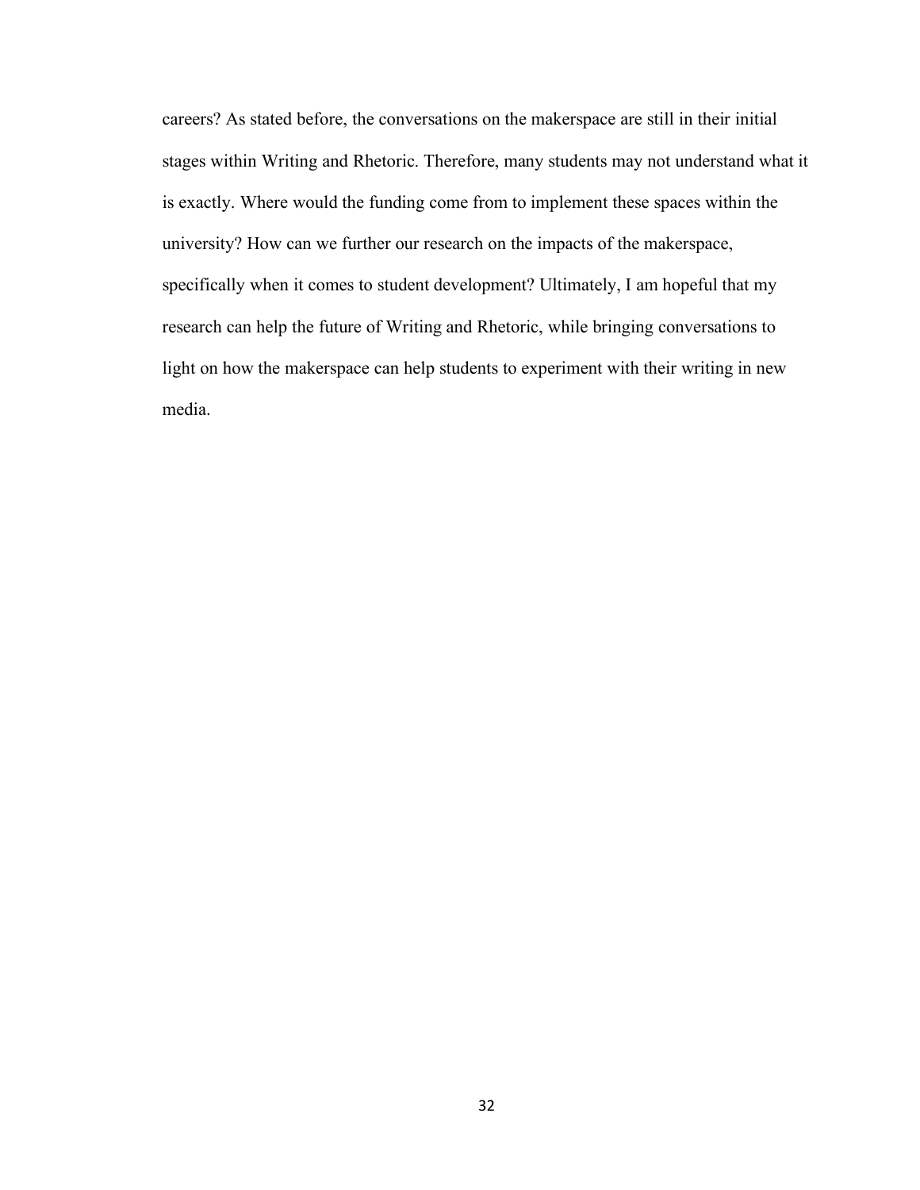careers? As stated before, the conversations on the makerspace are still in their initial stages within Writing and Rhetoric. Therefore, many students may not understand what it is exactly. Where would the funding come from to implement these spaces within the university? How can we further our research on the impacts of the makerspace, specifically when it comes to student development? Ultimately, I am hopeful that my research can help the future of Writing and Rhetoric, while bringing conversations to light on how the makerspace can help students to experiment with their writing in new media.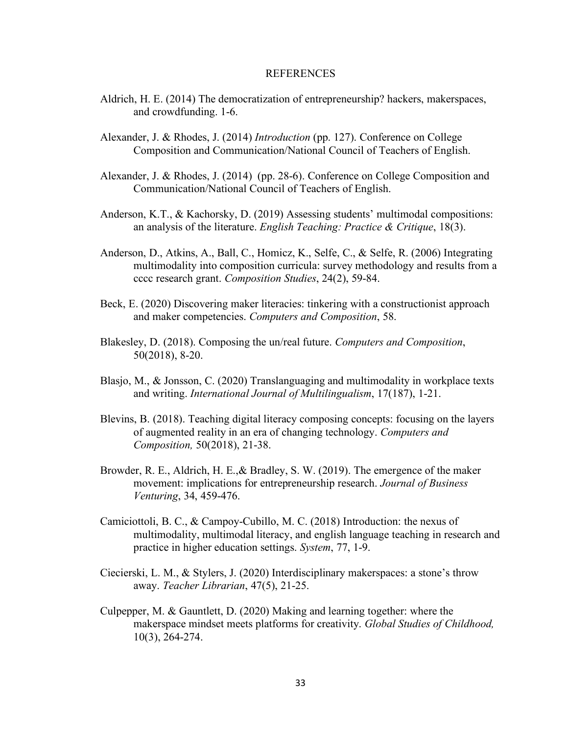# REFERENCES

Aldrich, H. E. (2014) The democratization of entrepreneurship? hackers, makerspaces, and crowdfunding. 1-6.

Alexander, J. & Rhodes, J. (2014) *Introduction* (pp. 127). Conference on College Composition and Communication/National Council of Teachers of English.

Alexander, J. & Rhodes, J. (2014) (pp. 28-6). Conference on College Composition and Communication/National Council of Teachers of English.

Anderson, K.T., & Kachorsky, D. (2019) Assessing students' multimodal compositions: an analysis of the literature. *English Teaching: Practice & Critique*, 18(3).

Anderson, D., Atkins, A., Ball, C., Homicz, K., Selfe, C., & Selfe, R. (2006) Integrating multimodality into composition curricula: survey methodology and results from a cccc research grant. *Composition Studies*, 24(2), 59-84.

Beck, E. (2020) Discovering maker literacies: tinkering with a constructionist approach and maker competencies. *Computers and Composition*, 58.

Blakesley, D. (2018). Composing the un/real future. *Computers and Composition*, 50(2018), 8-20.

Blasjo, M., & Jonsson, C. (2020) Translanguaging and multimodality in workplace texts and writing. *International Journal of Multilingualism*, 17(187), 1-21.

Blevins, B. (2018). Teaching digital literacy composing concepts: focusing on the layers of augmented reality in an era of changing technology. *Computers and Composition,* 50(2018), 21-38.

Browder, R. E., Aldrich, H. E.,& Bradley, S. W. (2019). The emergence of the maker movement: implications for entrepreneurship research. *Journal of Business Venturing*, 34, 459-476.

Camiciottoli, B. C., & Campoy-Cubillo, M. C. (2018) Introduction: the nexus of multimodality, multimodal literacy, and english language teaching in research and practice in higher education settings. *System*, 77, 1-9.

Ciecierski, L. M., & Stylers, J. (2020) Interdisciplinary makerspaces: a stone's throw away. *Teacher Librarian*, 47(5), 21-25.

Culpepper, M. & Gauntlett, D. (2020) Making and learning together: where the makerspace mindset meets platforms for creativity. *Global Studies of Childhood,* 10(3), 264-274.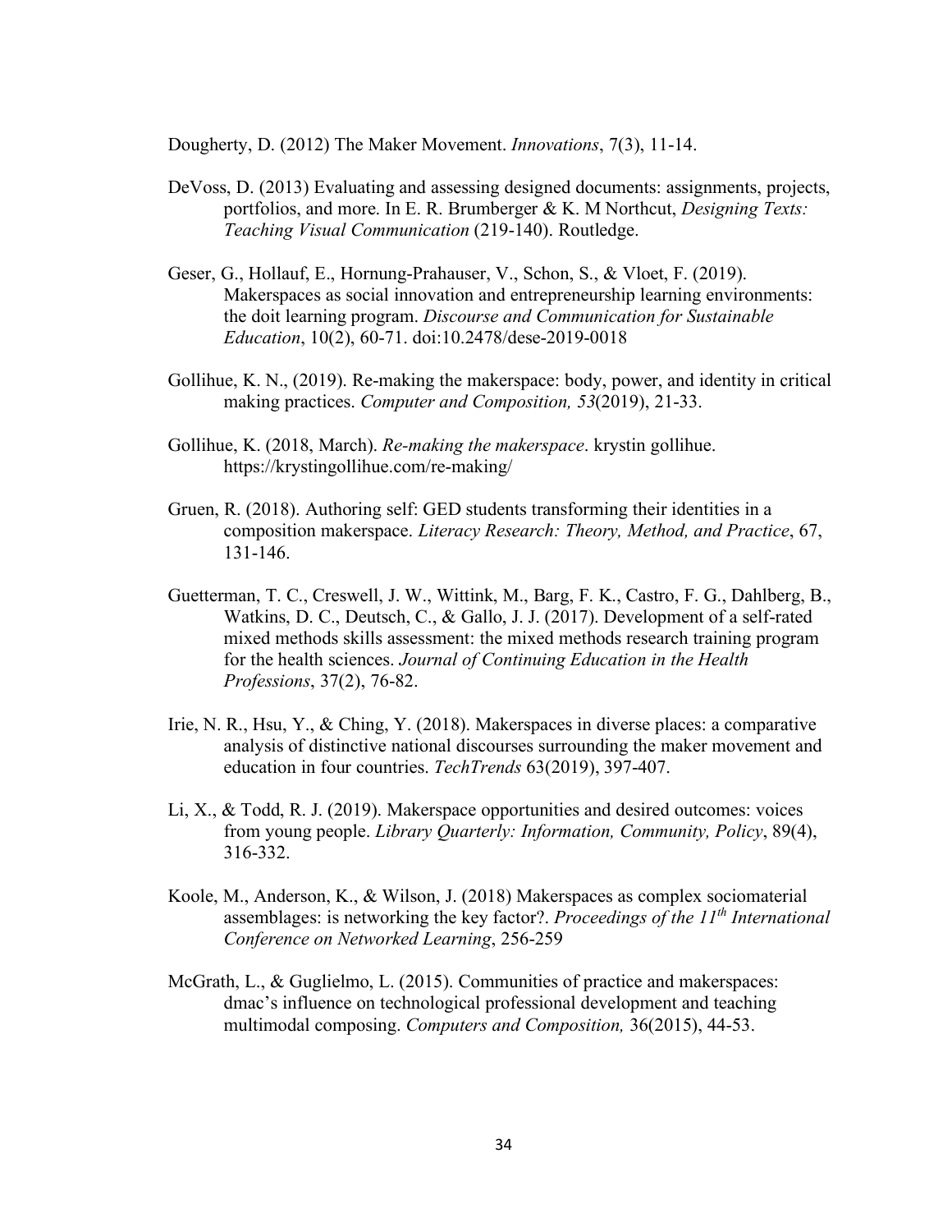Dougherty, D. (2012) The Maker Movement. *Innovations*, 7(3), 11-14.

DeVoss, D. (2013) Evaluating and assessing designed documents: assignments, projects, portfolios, and more. In E. R. Brumberger & K. M Northcut, *Designing Texts: Teaching Visual Communication* (219-140). Routledge.

Geser, G., Hollauf, E., Hornung-Prahauser, V., Schon, S., & Vloet, F. (2019). Makerspaces as social innovation and entrepreneurship learning environments: the doit learning program. *Discourse and Communication for Sustainable Education*, 10(2), 60-71. doi:10.2478/dese-2019-0018

Gollihue, K. N., (2019). Re-making the makerspace: body, power, and identity in critical making practices. *Computer and Composition, 53*(2019), 21-33.

Gollihue, K. (2018, March). *Re-making the makerspace*. krystin gollihue. https://krystingollihue.com/re-making/

Gruen, R. (2018). Authoring self: GED students transforming their identities in a composition makerspace. *Literacy Research: Theory, Method, and Practice*, 67, 131-146.

Guetterman, T. C., Creswell, J. W., Wittink, M., Barg, F. K., Castro, F. G., Dahlberg, B., Watkins, D. C., Deutsch, C., & Gallo, J. J. (2017). Development of a self-rated mixed methods skills assessment: the mixed methods research training program for the health sciences. *Journal of Continuing Education in the Health Professions*, 37(2), 76-82.

Irie, N. R., Hsu, Y., & Ching, Y. (2018). Makerspaces in diverse places: a comparative analysis of distinctive national discourses surrounding the maker movement and education in four countries. *TechTrends* 63(2019), 397-407.

Li, X., & Todd, R. J. (2019). Makerspace opportunities and desired outcomes: voices from young people. *Library Quarterly: Information, Community, Policy*, 89(4), 316-332.

Koole, M., Anderson, K., & Wilson, J. (2018) Makerspaces as complex sociomaterial assemblages: is networking the key factor?. *Proceedings of the 11th International Conference on Networked Learning*, 256-259

McGrath, L., & Guglielmo, L. (2015). Communities of practice and makerspaces: dmac's influence on technological professional development and teaching multimodal composing. *Computers and Composition,* 36(2015), 44-53.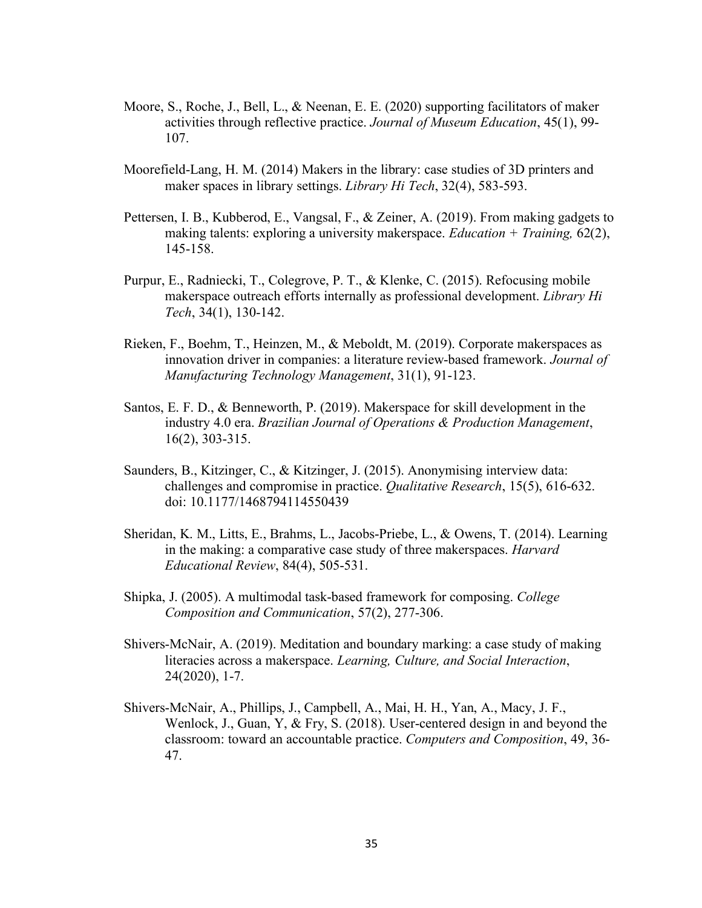Moore, S., Roche, J., Bell, L., & Neenan, E. E. (2020) supporting facilitators of maker activities through reflective practice. *Journal of Museum Education*, 45(1), 99-107.

Moorefield-Lang, H. M. (2014) Makers in the library: case studies of 3D printers and maker spaces in library settings. *Library Hi Tech*, 32(4), 583-593.

Pettersen, I. B., Kubberod, E., Vangsal, F., & Zeiner, A. (2019). From making gadgets to making talents: exploring a university makerspace. *Education + Training,* 62(2), 145-158.

Purpur, E., Radniecki, T., Colegrove, P. T., & Klenke, C. (2015). Refocusing mobile makerspace outreach efforts internally as professional development. *Library Hi Tech*, 34(1), 130-142.

Rieken, F., Boehm, T., Heinzen, M., & Meboldt, M. (2019). Corporate makerspaces as innovation driver in companies: a literature review-based framework. *Journal of Manufacturing Technology Management*, 31(1), 91-123.

Santos, E. F. D., & Benneworth, P. (2019). Makerspace for skill development in the industry 4.0 era. *Brazilian Journal of Operations & Production Management*, 16(2), 303-315.

Saunders, B., Kitzinger, C., & Kitzinger, J. (2015). Anonymising interview data: challenges and compromise in practice. *Qualitative Research*, 15(5), 616-632. doi: 10.1177/1468794114550439

Sheridan, K. M., Litts, E., Brahms, L., Jacobs-Priebe, L., & Owens, T. (2014). Learning in the making: a comparative case study of three makerspaces. *Harvard Educational Review*, 84(4), 505-531.

Shipka, J. (2005). A multimodal task-based framework for composing. *College Composition and Communication*, 57(2), 277-306.

Shivers-McNair, A. (2019). Meditation and boundary marking: a case study of making literacies across a makerspace. *Learning, Culture, and Social Interaction*, 24(2020), 1-7.

Shivers-McNair, A., Phillips, J., Campbell, A., Mai, H. H., Yan, A., Macy, J. F., Wenlock, J., Guan, Y, & Fry, S. (2018). User-centered design in and beyond the classroom: toward an accountable practice. *Computers and Composition*, 49, 36-47.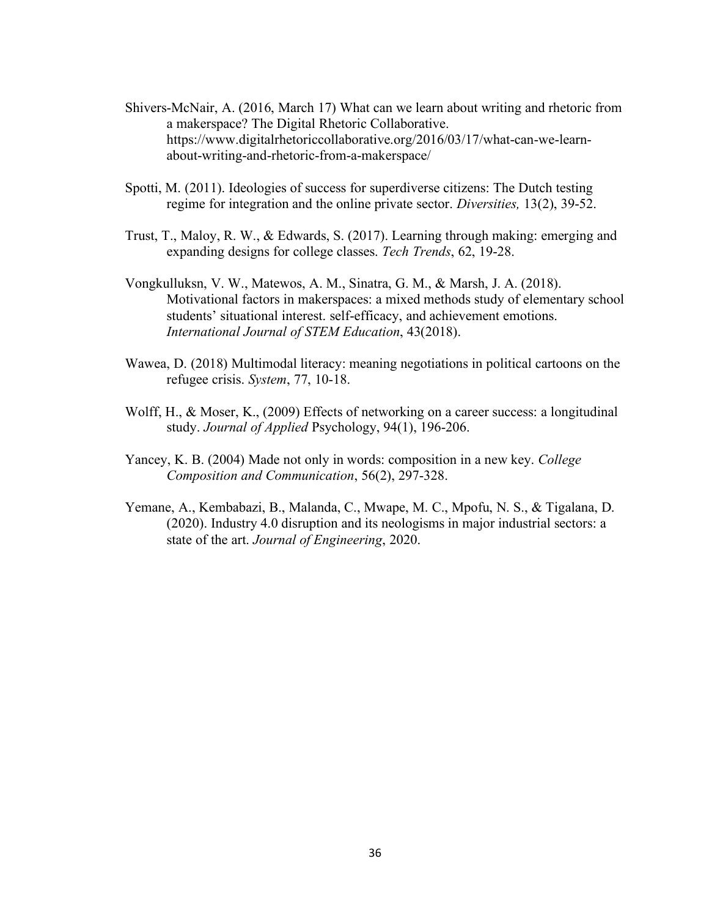Shivers-McNair, A. (2016, March 17) What can we learn about writing and rhetoric from a makerspace? The Digital Rhetoric Collaborative. https://www.digitalrhetoriccollaborative.org/2016/03/17/what-can-we-learn-about-writing-and-rhetoric-from-a-makerspace/

Spotti, M. (2011). Ideologies of success for superdiverse citizens: The Dutch testing regime for integration and the online private sector. *Diversities,* 13(2), 39-52.

Trust, T., Maloy, R. W., & Edwards, S. (2017). Learning through making: emerging and expanding designs for college classes. *Tech Trends*, 62, 19-28.

Vongkulluksn, V. W., Matewos, A. M., Sinatra, G. M., & Marsh, J. A. (2018). Motivational factors in makerspaces: a mixed methods study of elementary school students' situational interest. self-efficacy, and achievement emotions. *International Journal of STEM Education*, 43(2018).

Wawea, D. (2018) Multimodal literacy: meaning negotiations in political cartoons on the refugee crisis. *System*, 77, 10-18.

Wolff, H., & Moser, K., (2009) Effects of networking on a career success: a longitudinal study. *Journal of Applied* Psychology, 94(1), 196-206.

Yancey, K. B. (2004) Made not only in words: composition in a new key. *College Composition and Communication*, 56(2), 297-328.

Yemane, A., Kembabazi, B., Malanda, C., Mwape, M. C., Mpofu, N. S., & Tigalana, D. (2020). Industry 4.0 disruption and its neologisms in major industrial sectors: a state of the art. *Journal of Engineering*, 2020.